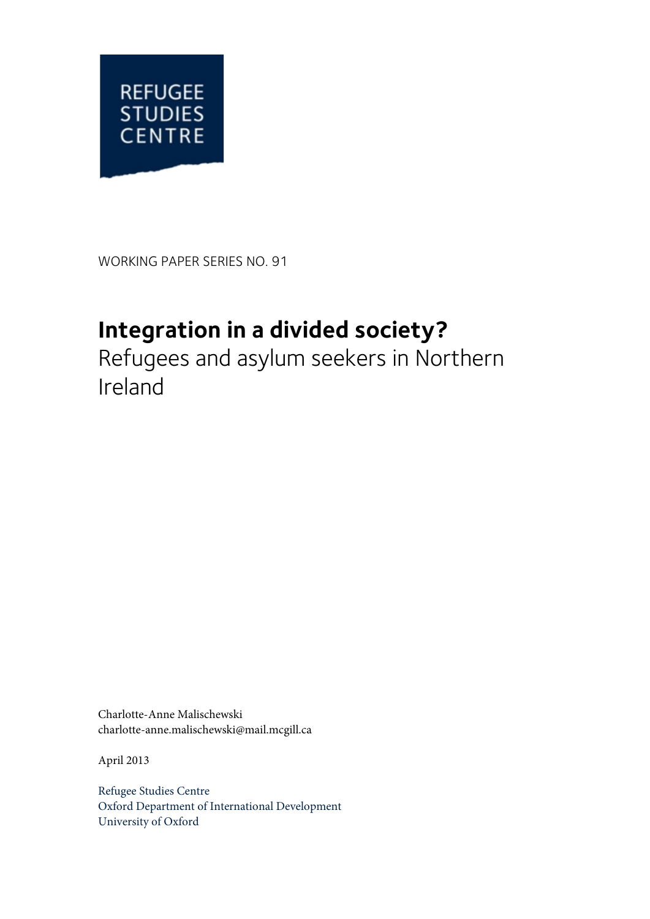REFUGEE STUDIES CENTRE

WORKING PAPER SERIES NO. 91

# Integration in a divided society?

## Refugees and asylum seekers in Northern Ireland

Charlotte-Anne Malischewski
charlotte-anne.malischewski@mail.mcgill.ca

April 2013

Refugee Studies Centre
Oxford Department of International Development
University of Oxford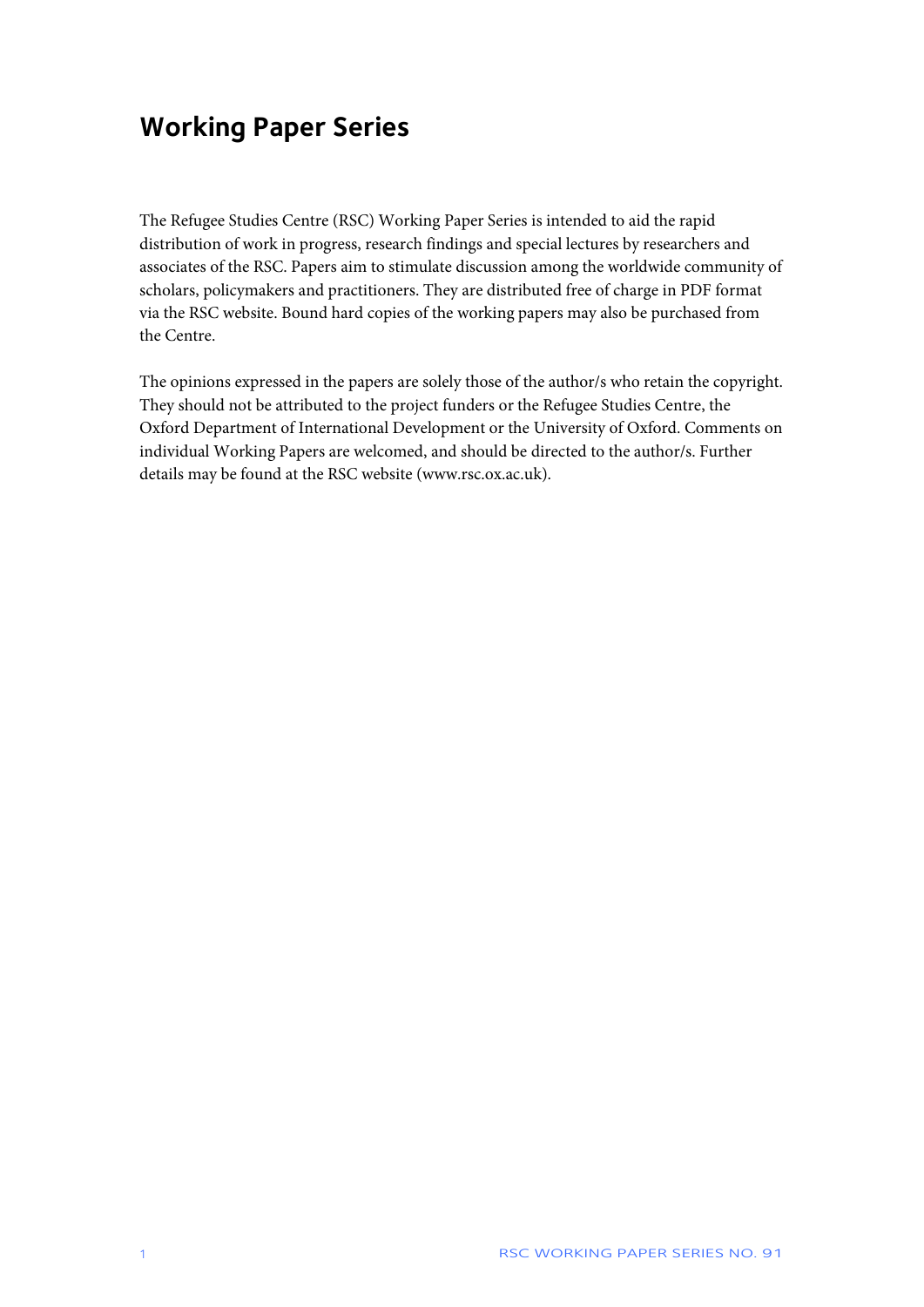## Working Paper Series

The Refugee Studies Centre (RSC) Working Paper Series is intended to aid the rapid distribution of work in progress, research findings and special lectures by researchers and associates of the RSC. Papers aim to stimulate discussion among the worldwide community of scholars, policymakers and practitioners. They are distributed free of charge in PDF format via the RSC website. Bound hard copies of the working papers may also be purchased from the Centre.

The opinions expressed in the papers are solely those of the author/s who retain the copyright. They should not be attributed to the project funders or the Refugee Studies Centre, the Oxford Department of International Development or the University of Oxford. Comments on individual Working Papers are welcomed, and should be directed to the author/s. Further details may be found at the RSC website (www.rsc.ox.ac.uk).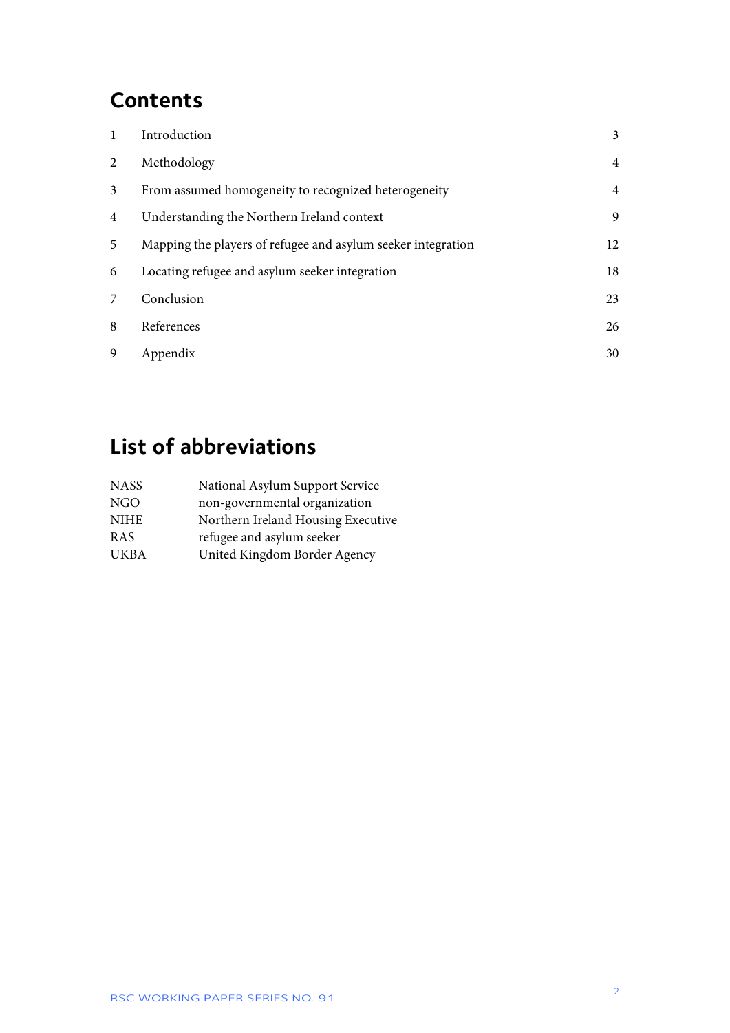## Contents

| | | |
|---|---|---|
| 1 | Introduction | 3 |
| 2 | Methodology | 4 |
| 3 | From assumed homogeneity to recognized heterogeneity | 4 |
| 4 | Understanding the Northern Ireland context | 9 |
| 5 | Mapping the players of refugee and asylum seeker integration | 12 |
| 6 | Locating refugee and asylum seeker integration | 18 |
| 7 | Conclusion | 23 |
| 8 | References | 26 |
| 9 | Appendix | 30 |

## List of abbreviations

| | |
|---|---|
| NASS | National Asylum Support Service |
| NGO | non-governmental organization |
| NIHE | Northern Ireland Housing Executive |
| RAS | refugee and asylum seeker |
| UKBA | United Kingdom Border Agency |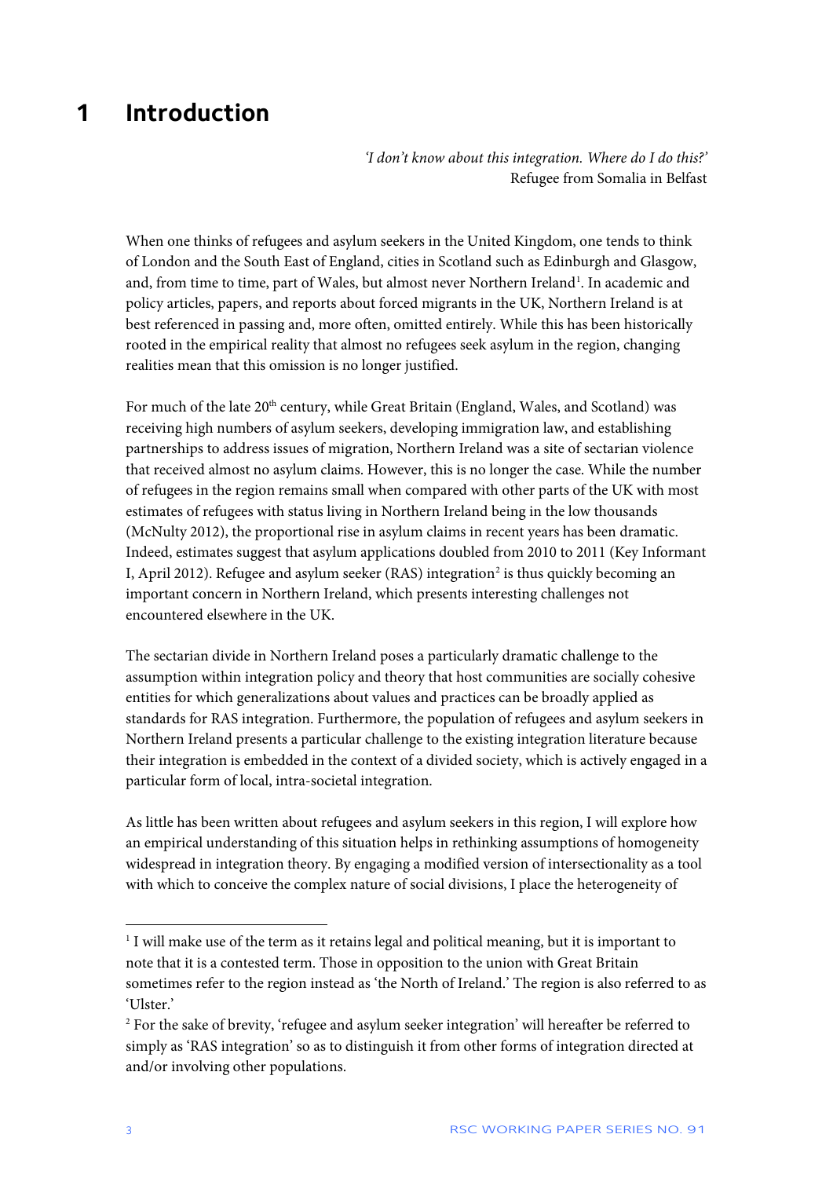# 1 Introduction

*'I don't know about this integration. Where do I do this?'*
Refugee from Somalia in Belfast

When one thinks of refugees and asylum seekers in the United Kingdom, one tends to think of London and the South East of England, cities in Scotland such as Edinburgh and Glasgow, and, from time to time, part of Wales, but almost never Northern Ireland[1]. In academic and policy articles, papers, and reports about forced migrants in the UK, Northern Ireland is at best referenced in passing and, more often, omitted entirely. While this has been historically rooted in the empirical reality that almost no refugees seek asylum in the region, changing realities mean that this omission is no longer justified.

For much of the late 20th century, while Great Britain (England, Wales, and Scotland) was receiving high numbers of asylum seekers, developing immigration law, and establishing partnerships to address issues of migration, Northern Ireland was a site of sectarian violence that received almost no asylum claims. However, this is no longer the case. While the number of refugees in the region remains small when compared with other parts of the UK with most estimates of refugees with status living in Northern Ireland being in the low thousands (McNulty 2012), the proportional rise in asylum claims in recent years has been dramatic. Indeed, estimates suggest that asylum applications doubled from 2010 to 2011 (Key Informant I, April 2012). Refugee and asylum seeker (RAS) integration[2] is thus quickly becoming an important concern in Northern Ireland, which presents interesting challenges not encountered elsewhere in the UK.

The sectarian divide in Northern Ireland poses a particularly dramatic challenge to the assumption within integration policy and theory that host communities are socially cohesive entities for which generalizations about values and practices can be broadly applied as standards for RAS integration. Furthermore, the population of refugees and asylum seekers in Northern Ireland presents a particular challenge to the existing integration literature because their integration is embedded in the context of a divided society, which is actively engaged in a particular form of local, intra-societal integration.

As little has been written about refugees and asylum seekers in this region, I will explore how an empirical understanding of this situation helps in rethinking assumptions of homogeneity widespread in integration theory. By engaging a modified version of intersectionality as a tool with which to conceive the complex nature of social divisions, I place the heterogeneity of

---

[1] I will make use of the term as it retains legal and political meaning, but it is important to note that it is a contested term. Those in opposition to the union with Great Britain sometimes refer to the region instead as 'the North of Ireland.' The region is also referred to as 'Ulster.'

[2] For the sake of brevity, 'refugee and asylum seeker integration' will hereafter be referred to simply as 'RAS integration' so as to distinguish it from other forms of integration directed at and/or involving other populations.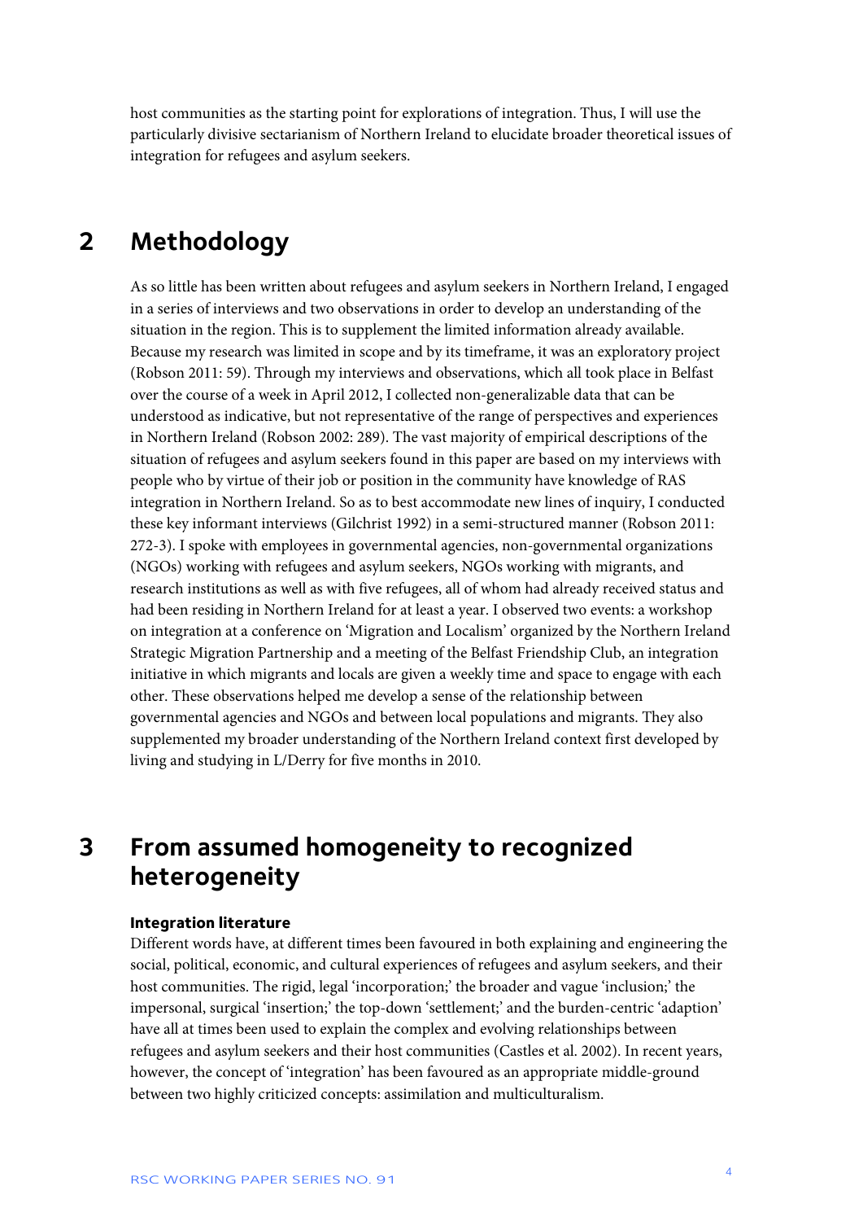host communities as the starting point for explorations of integration. Thus, I will use the particularly divisive sectarianism of Northern Ireland to elucidate broader theoretical issues of integration for refugees and asylum seekers.

## 2 Methodology

As so little has been written about refugees and asylum seekers in Northern Ireland, I engaged in a series of interviews and two observations in order to develop an understanding of the situation in the region. This is to supplement the limited information already available. Because my research was limited in scope and by its timeframe, it was an exploratory project (Robson 2011: 59). Through my interviews and observations, which all took place in Belfast over the course of a week in April 2012, I collected non-generalizable data that can be understood as indicative, but not representative of the range of perspectives and experiences in Northern Ireland (Robson 2002: 289). The vast majority of empirical descriptions of the situation of refugees and asylum seekers found in this paper are based on my interviews with people who by virtue of their job or position in the community have knowledge of RAS integration in Northern Ireland. So as to best accommodate new lines of inquiry, I conducted these key informant interviews (Gilchrist 1992) in a semi-structured manner (Robson 2011: 272-3). I spoke with employees in governmental agencies, non-governmental organizations (NGOs) working with refugees and asylum seekers, NGOs working with migrants, and research institutions as well as with five refugees, all of whom had already received status and had been residing in Northern Ireland for at least a year. I observed two events: a workshop on integration at a conference on 'Migration and Localism' organized by the Northern Ireland Strategic Migration Partnership and a meeting of the Belfast Friendship Club, an integration initiative in which migrants and locals are given a weekly time and space to engage with each other. These observations helped me develop a sense of the relationship between governmental agencies and NGOs and between local populations and migrants. They also supplemented my broader understanding of the Northern Ireland context first developed by living and studying in L/Derry for five months in 2010.

## 3 From assumed homogeneity to recognized heterogeneity

### Integration literature

Different words have, at different times been favoured in both explaining and engineering the social, political, economic, and cultural experiences of refugees and asylum seekers, and their host communities. The rigid, legal 'incorporation;' the broader and vague 'inclusion;' the impersonal, surgical 'insertion;' the top-down 'settlement;' and the burden-centric 'adaption' have all at times been used to explain the complex and evolving relationships between refugees and asylum seekers and their host communities (Castles et al. 2002). In recent years, however, the concept of 'integration' has been favoured as an appropriate middle-ground between two highly criticized concepts: assimilation and multiculturalism.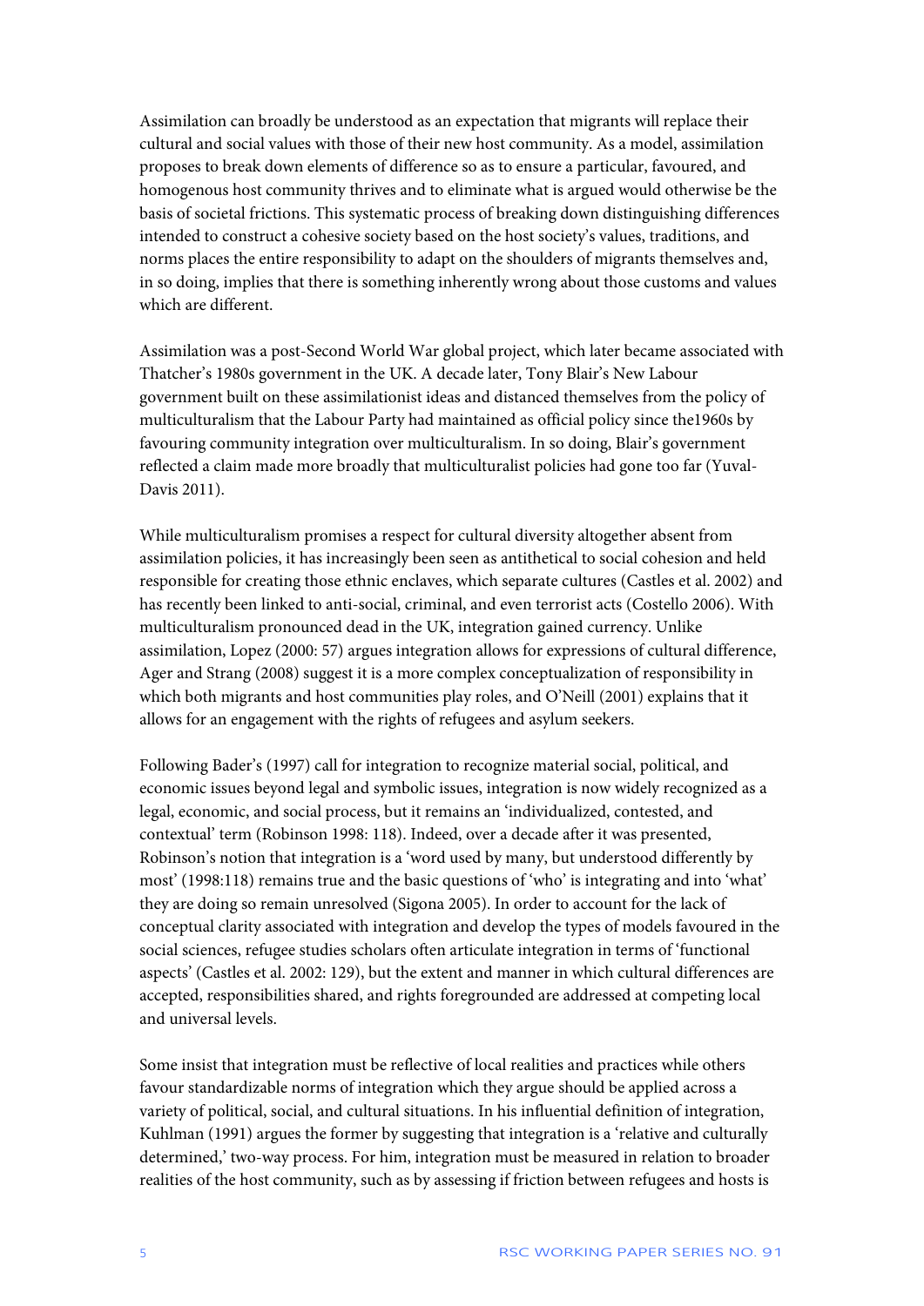Assimilation can broadly be understood as an expectation that migrants will replace their cultural and social values with those of their new host community. As a model, assimilation proposes to break down elements of difference so as to ensure a particular, favoured, and homogenous host community thrives and to eliminate what is argued would otherwise be the basis of societal frictions. This systematic process of breaking down distinguishing differences intended to construct a cohesive society based on the host society's values, traditions, and norms places the entire responsibility to adapt on the shoulders of migrants themselves and, in so doing, implies that there is something inherently wrong about those customs and values which are different.

Assimilation was a post-Second World War global project, which later became associated with Thatcher's 1980s government in the UK. A decade later, Tony Blair's New Labour government built on these assimilationist ideas and distanced themselves from the policy of multiculturalism that the Labour Party had maintained as official policy since the1960s by favouring community integration over multiculturalism. In so doing, Blair's government reflected a claim made more broadly that multiculturalist policies had gone too far (Yuval-Davis 2011).

While multiculturalism promises a respect for cultural diversity altogether absent from assimilation policies, it has increasingly been seen as antithetical to social cohesion and held responsible for creating those ethnic enclaves, which separate cultures (Castles et al. 2002) and has recently been linked to anti-social, criminal, and even terrorist acts (Costello 2006). With multiculturalism pronounced dead in the UK, integration gained currency. Unlike assimilation, Lopez (2000: 57) argues integration allows for expressions of cultural difference, Ager and Strang (2008) suggest it is a more complex conceptualization of responsibility in which both migrants and host communities play roles, and O'Neill (2001) explains that it allows for an engagement with the rights of refugees and asylum seekers.

Following Bader's (1997) call for integration to recognize material social, political, and economic issues beyond legal and symbolic issues, integration is now widely recognized as a legal, economic, and social process, but it remains an 'individualized, contested, and contextual' term (Robinson 1998: 118). Indeed, over a decade after it was presented, Robinson's notion that integration is a 'word used by many, but understood differently by most' (1998:118) remains true and the basic questions of 'who' is integrating and into 'what' they are doing so remain unresolved (Sigona 2005). In order to account for the lack of conceptual clarity associated with integration and develop the types of models favoured in the social sciences, refugee studies scholars often articulate integration in terms of 'functional aspects' (Castles et al. 2002: 129), but the extent and manner in which cultural differences are accepted, responsibilities shared, and rights foregrounded are addressed at competing local and universal levels.

Some insist that integration must be reflective of local realities and practices while others favour standardizable norms of integration which they argue should be applied across a variety of political, social, and cultural situations. In his influential definition of integration, Kuhlman (1991) argues the former by suggesting that integration is a 'relative and culturally determined,' two-way process. For him, integration must be measured in relation to broader realities of the host community, such as by assessing if friction between refugees and hosts is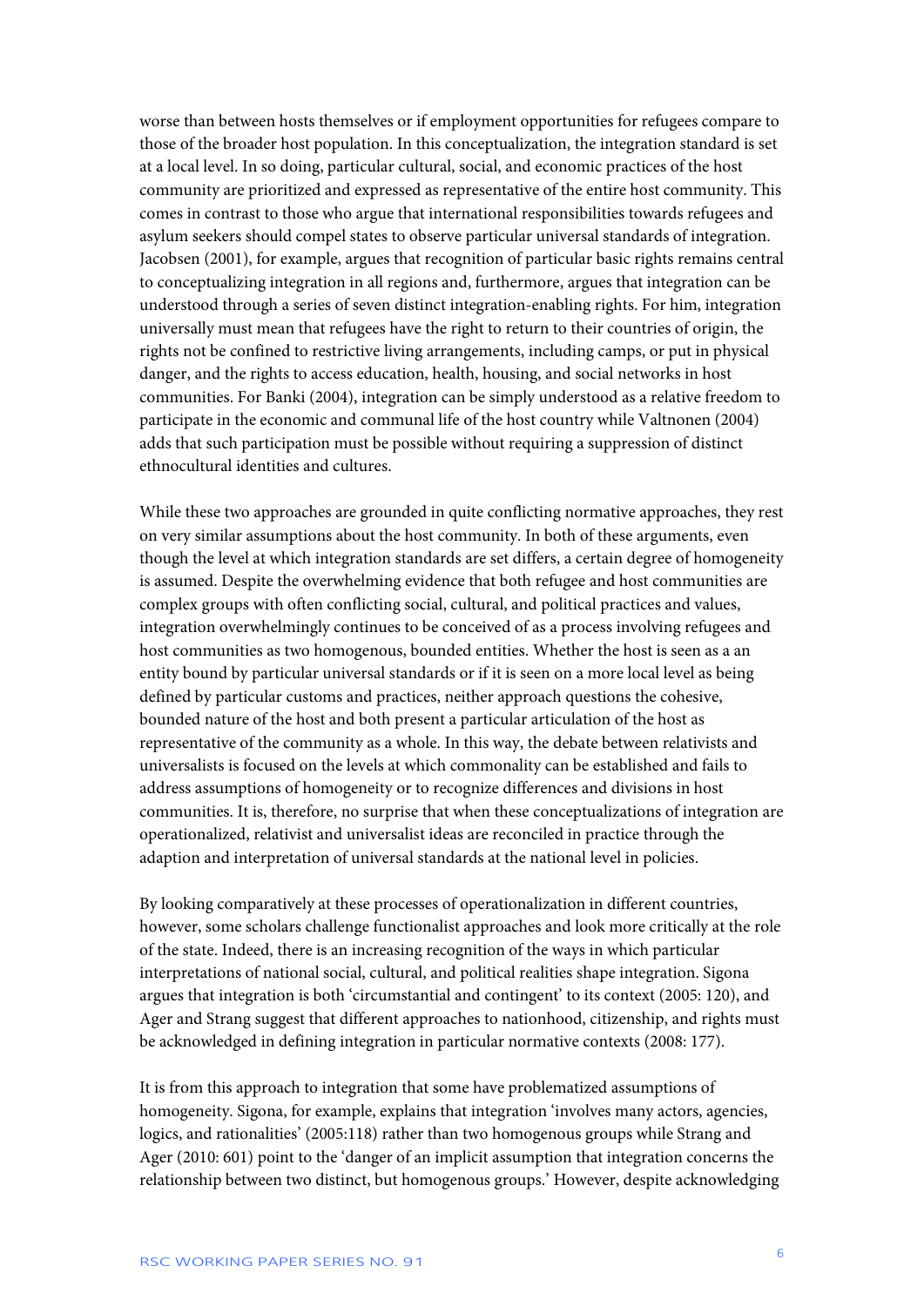worse than between hosts themselves or if employment opportunities for refugees compare to those of the broader host population. In this conceptualization, the integration standard is set at a local level. In so doing, particular cultural, social, and economic practices of the host community are prioritized and expressed as representative of the entire host community. This comes in contrast to those who argue that international responsibilities towards refugees and asylum seekers should compel states to observe particular universal standards of integration. Jacobsen (2001), for example, argues that recognition of particular basic rights remains central to conceptualizing integration in all regions and, furthermore, argues that integration can be understood through a series of seven distinct integration-enabling rights. For him, integration universally must mean that refugees have the right to return to their countries of origin, the rights not be confined to restrictive living arrangements, including camps, or put in physical danger, and the rights to access education, health, housing, and social networks in host communities. For Banki (2004), integration can be simply understood as a relative freedom to participate in the economic and communal life of the host country while Valtnonen (2004) adds that such participation must be possible without requiring a suppression of distinct ethnocultural identities and cultures.

While these two approaches are grounded in quite conflicting normative approaches, they rest on very similar assumptions about the host community. In both of these arguments, even though the level at which integration standards are set differs, a certain degree of homogeneity is assumed. Despite the overwhelming evidence that both refugee and host communities are complex groups with often conflicting social, cultural, and political practices and values, integration overwhelmingly continues to be conceived of as a process involving refugees and host communities as two homogenous, bounded entities. Whether the host is seen as a an entity bound by particular universal standards or if it is seen on a more local level as being defined by particular customs and practices, neither approach questions the cohesive, bounded nature of the host and both present a particular articulation of the host as representative of the community as a whole. In this way, the debate between relativists and universalists is focused on the levels at which commonality can be established and fails to address assumptions of homogeneity or to recognize differences and divisions in host communities. It is, therefore, no surprise that when these conceptualizations of integration are operationalized, relativist and universalist ideas are reconciled in practice through the adaption and interpretation of universal standards at the national level in policies.

By looking comparatively at these processes of operationalization in different countries, however, some scholars challenge functionalist approaches and look more critically at the role of the state. Indeed, there is an increasing recognition of the ways in which particular interpretations of national social, cultural, and political realities shape integration. Sigona argues that integration is both 'circumstantial and contingent' to its context (2005: 120), and Ager and Strang suggest that different approaches to nationhood, citizenship, and rights must be acknowledged in defining integration in particular normative contexts (2008: 177).

It is from this approach to integration that some have problematized assumptions of homogeneity. Sigona, for example, explains that integration 'involves many actors, agencies, logics, and rationalities' (2005:118) rather than two homogenous groups while Strang and Ager (2010: 601) point to the 'danger of an implicit assumption that integration concerns the relationship between two distinct, but homogenous groups.' However, despite acknowledging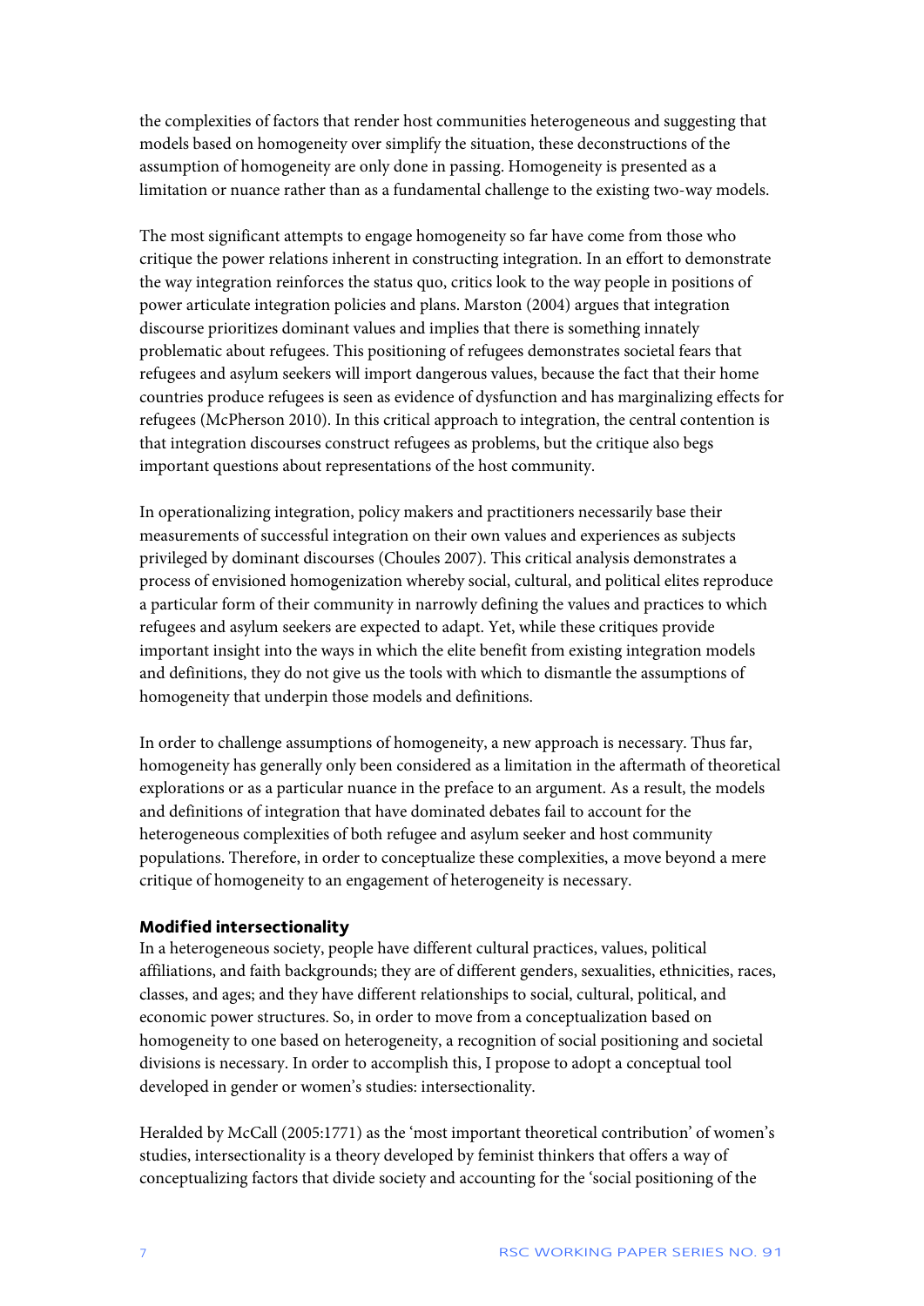the complexities of factors that render host communities heterogeneous and suggesting that models based on homogeneity over simplify the situation, these deconstructions of the assumption of homogeneity are only done in passing. Homogeneity is presented as a limitation or nuance rather than as a fundamental challenge to the existing two-way models.

The most significant attempts to engage homogeneity so far have come from those who critique the power relations inherent in constructing integration. In an effort to demonstrate the way integration reinforces the status quo, critics look to the way people in positions of power articulate integration policies and plans. Marston (2004) argues that integration discourse prioritizes dominant values and implies that there is something innately problematic about refugees. This positioning of refugees demonstrates societal fears that refugees and asylum seekers will import dangerous values, because the fact that their home countries produce refugees is seen as evidence of dysfunction and has marginalizing effects for refugees (McPherson 2010). In this critical approach to integration, the central contention is that integration discourses construct refugees as problems, but the critique also begs important questions about representations of the host community.

In operationalizing integration, policy makers and practitioners necessarily base their measurements of successful integration on their own values and experiences as subjects privileged by dominant discourses (Choules 2007). This critical analysis demonstrates a process of envisioned homogenization whereby social, cultural, and political elites reproduce a particular form of their community in narrowly defining the values and practices to which refugees and asylum seekers are expected to adapt. Yet, while these critiques provide important insight into the ways in which the elite benefit from existing integration models and definitions, they do not give us the tools with which to dismantle the assumptions of homogeneity that underpin those models and definitions.

In order to challenge assumptions of homogeneity, a new approach is necessary. Thus far, homogeneity has generally only been considered as a limitation in the aftermath of theoretical explorations or as a particular nuance in the preface to an argument. As a result, the models and definitions of integration that have dominated debates fail to account for the heterogeneous complexities of both refugee and asylum seeker and host community populations. Therefore, in order to conceptualize these complexities, a move beyond a mere critique of homogeneity to an engagement of heterogeneity is necessary.

**Modified intersectionality**

In a heterogeneous society, people have different cultural practices, values, political affiliations, and faith backgrounds; they are of different genders, sexualities, ethnicities, races, classes, and ages; and they have different relationships to social, cultural, political, and economic power structures. So, in order to move from a conceptualization based on homogeneity to one based on heterogeneity, a recognition of social positioning and societal divisions is necessary. In order to accomplish this, I propose to adopt a conceptual tool developed in gender or women's studies: intersectionality.

Heralded by McCall (2005:1771) as the 'most important theoretical contribution' of women's studies, intersectionality is a theory developed by feminist thinkers that offers a way of conceptualizing factors that divide society and accounting for the 'social positioning of the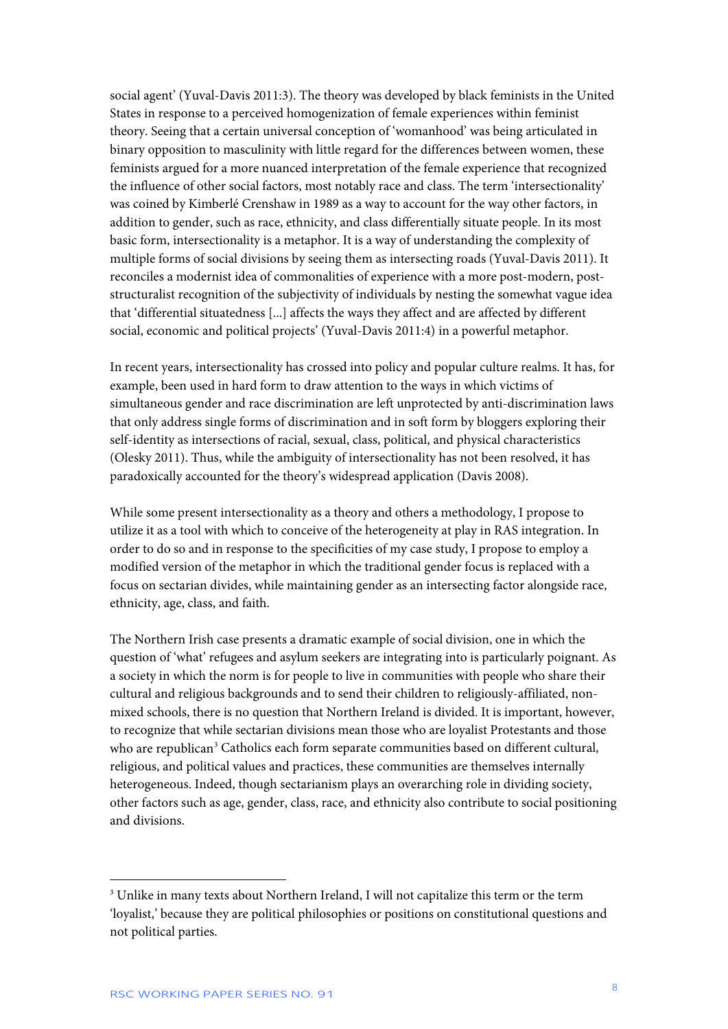social agent' (Yuval-Davis 2011:3). The theory was developed by black feminists in the United States in response to a perceived homogenization of female experiences within feminist theory. Seeing that a certain universal conception of 'womanhood' was being articulated in binary opposition to masculinity with little regard for the differences between women, these feminists argued for a more nuanced interpretation of the female experience that recognized the influence of other social factors, most notably race and class. The term 'intersectionality' was coined by Kimberlé Crenshaw in 1989 as a way to account for the way other factors, in addition to gender, such as race, ethnicity, and class differentially situate people. In its most basic form, intersectionality is a metaphor. It is a way of understanding the complexity of multiple forms of social divisions by seeing them as intersecting roads (Yuval-Davis 2011). It reconciles a modernist idea of commonalities of experience with a more post-modern, post-structuralist recognition of the subjectivity of individuals by nesting the somewhat vague idea that 'differential situatedness [...] affects the ways they affect and are affected by different social, economic and political projects' (Yuval-Davis 2011:4) in a powerful metaphor.

In recent years, intersectionality has crossed into policy and popular culture realms. It has, for example, been used in hard form to draw attention to the ways in which victims of simultaneous gender and race discrimination are left unprotected by anti-discrimination laws that only address single forms of discrimination and in soft form by bloggers exploring their self-identity as intersections of racial, sexual, class, political, and physical characteristics (Olesky 2011). Thus, while the ambiguity of intersectionality has not been resolved, it has paradoxically accounted for the theory's widespread application (Davis 2008).

While some present intersectionality as a theory and others a methodology, I propose to utilize it as a tool with which to conceive of the heterogeneity at play in RAS integration. In order to do so and in response to the specificities of my case study, I propose to employ a modified version of the metaphor in which the traditional gender focus is replaced with a focus on sectarian divides, while maintaining gender as an intersecting factor alongside race, ethnicity, age, class, and faith.

The Northern Irish case presents a dramatic example of social division, one in which the question of 'what' refugees and asylum seekers are integrating into is particularly poignant. As a society in which the norm is for people to live in communities with people who share their cultural and religious backgrounds and to send their children to religiously-affiliated, non-mixed schools, there is no question that Northern Ireland is divided. It is important, however, to recognize that while sectarian divisions mean those who are loyalist Protestants and those who are republican[3] Catholics each form separate communities based on different cultural, religious, and political values and practices, these communities are themselves internally heterogeneous. Indeed, though sectarianism plays an overarching role in dividing society, other factors such as age, gender, class, race, and ethnicity also contribute to social positioning and divisions.

[3] Unlike in many texts about Northern Ireland, I will not capitalize this term or the term 'loyalist,' because they are political philosophies or positions on constitutional questions and not political parties.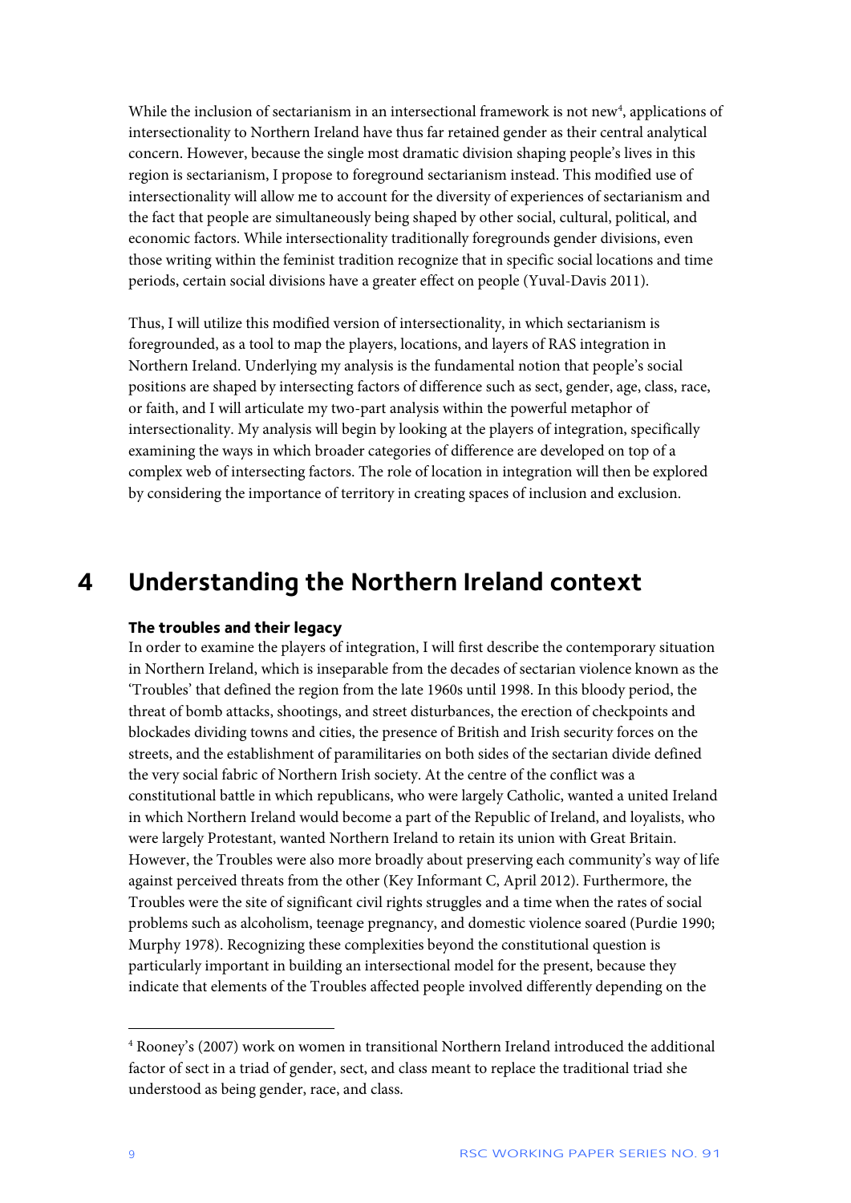While the inclusion of sectarianism in an intersectional framework is not new[4], applications of intersectionality to Northern Ireland have thus far retained gender as their central analytical concern. However, because the single most dramatic division shaping people's lives in this region is sectarianism, I propose to foreground sectarianism instead. This modified use of intersectionality will allow me to account for the diversity of experiences of sectarianism and the fact that people are simultaneously being shaped by other social, cultural, political, and economic factors. While intersectionality traditionally foregrounds gender divisions, even those writing within the feminist tradition recognize that in specific social locations and time periods, certain social divisions have a greater effect on people (Yuval-Davis 2011).

Thus, I will utilize this modified version of intersectionality, in which sectarianism is foregrounded, as a tool to map the players, locations, and layers of RAS integration in Northern Ireland. Underlying my analysis is the fundamental notion that people's social positions are shaped by intersecting factors of difference such as sect, gender, age, class, race, or faith, and I will articulate my two-part analysis within the powerful metaphor of intersectionality. My analysis will begin by looking at the players of integration, specifically examining the ways in which broader categories of difference are developed on top of a complex web of intersecting factors. The role of location in integration will then be explored by considering the importance of territory in creating spaces of inclusion and exclusion.

# 4 Understanding the Northern Ireland context

**The troubles and their legacy**

In order to examine the players of integration, I will first describe the contemporary situation in Northern Ireland, which is inseparable from the decades of sectarian violence known as the 'Troubles' that defined the region from the late 1960s until 1998. In this bloody period, the threat of bomb attacks, shootings, and street disturbances, the erection of checkpoints and blockades dividing towns and cities, the presence of British and Irish security forces on the streets, and the establishment of paramilitaries on both sides of the sectarian divide defined the very social fabric of Northern Irish society. At the centre of the conflict was a constitutional battle in which republicans, who were largely Catholic, wanted a united Ireland in which Northern Ireland would become a part of the Republic of Ireland, and loyalists, who were largely Protestant, wanted Northern Ireland to retain its union with Great Britain. However, the Troubles were also more broadly about preserving each community's way of life against perceived threats from the other (Key Informant C, April 2012). Furthermore, the Troubles were the site of significant civil rights struggles and a time when the rates of social problems such as alcoholism, teenage pregnancy, and domestic violence soared (Purdie 1990; Murphy 1978). Recognizing these complexities beyond the constitutional question is particularly important in building an intersectional model for the present, because they indicate that elements of the Troubles affected people involved differently depending on the

[4] Rooney's (2007) work on women in transitional Northern Ireland introduced the additional factor of sect in a triad of gender, sect, and class meant to replace the traditional triad she understood as being gender, race, and class.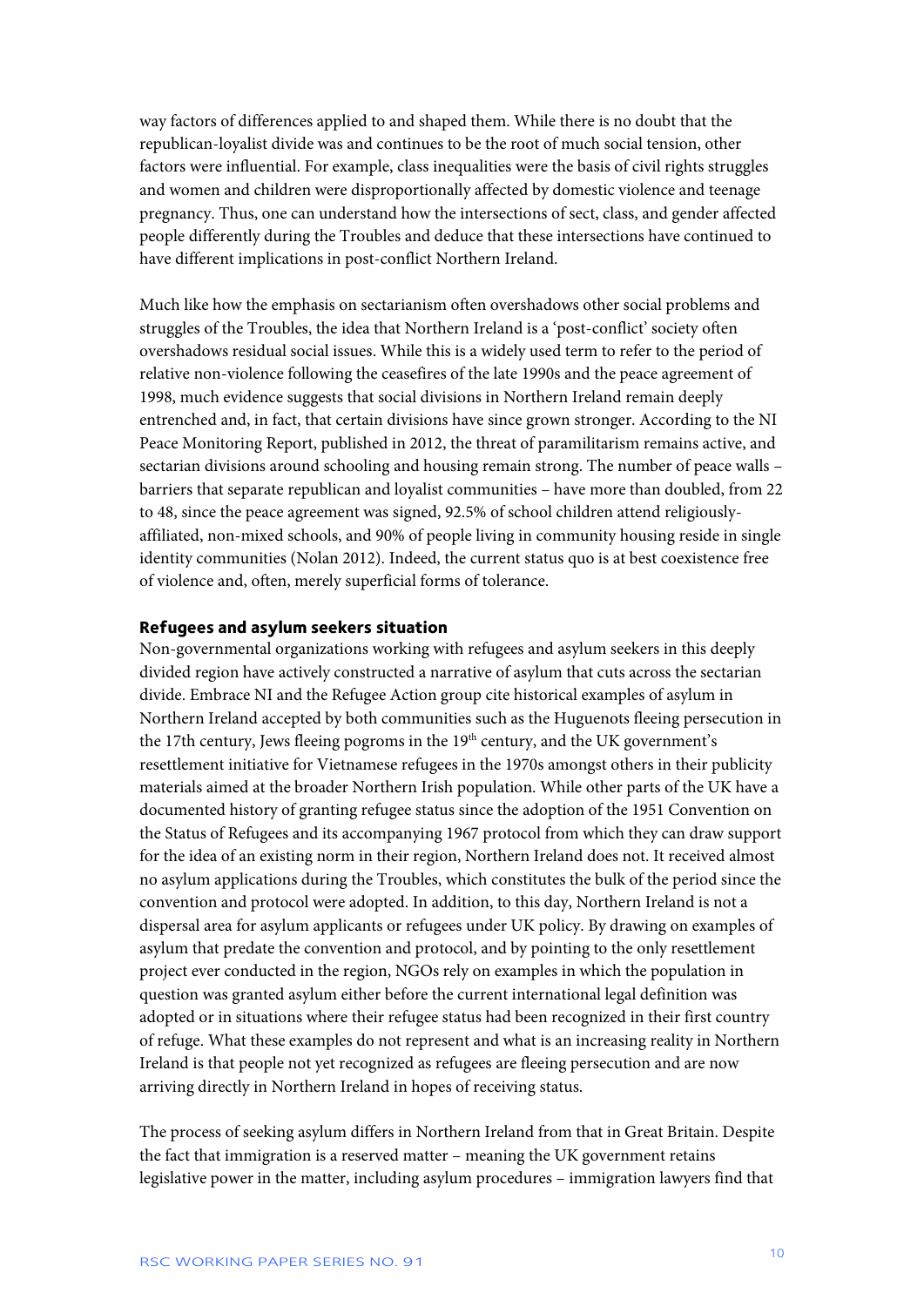way factors of differences applied to and shaped them. While there is no doubt that the republican-loyalist divide was and continues to be the root of much social tension, other factors were influential. For example, class inequalities were the basis of civil rights struggles and women and children were disproportionally affected by domestic violence and teenage pregnancy. Thus, one can understand how the intersections of sect, class, and gender affected people differently during the Troubles and deduce that these intersections have continued to have different implications in post-conflict Northern Ireland.

Much like how the emphasis on sectarianism often overshadows other social problems and struggles of the Troubles, the idea that Northern Ireland is a 'post-conflict' society often overshadows residual social issues. While this is a widely used term to refer to the period of relative non-violence following the ceasefires of the late 1990s and the peace agreement of 1998, much evidence suggests that social divisions in Northern Ireland remain deeply entrenched and, in fact, that certain divisions have since grown stronger. According to the NI Peace Monitoring Report, published in 2012, the threat of paramilitarism remains active, and sectarian divisions around schooling and housing remain strong. The number of peace walls – barriers that separate republican and loyalist communities – have more than doubled, from 22 to 48, since the peace agreement was signed, 92.5% of school children attend religiously-affiliated, non-mixed schools, and 90% of people living in community housing reside in single identity communities (Nolan 2012). Indeed, the current status quo is at best coexistence free of violence and, often, merely superficial forms of tolerance.

### Refugees and asylum seekers situation

Non-governmental organizations working with refugees and asylum seekers in this deeply divided region have actively constructed a narrative of asylum that cuts across the sectarian divide. Embrace NI and the Refugee Action group cite historical examples of asylum in Northern Ireland accepted by both communities such as the Huguenots fleeing persecution in the 17th century, Jews fleeing pogroms in the 19th century, and the UK government's resettlement initiative for Vietnamese refugees in the 1970s amongst others in their publicity materials aimed at the broader Northern Irish population. While other parts of the UK have a documented history of granting refugee status since the adoption of the 1951 Convention on the Status of Refugees and its accompanying 1967 protocol from which they can draw support for the idea of an existing norm in their region, Northern Ireland does not. It received almost no asylum applications during the Troubles, which constitutes the bulk of the period since the convention and protocol were adopted. In addition, to this day, Northern Ireland is not a dispersal area for asylum applicants or refugees under UK policy. By drawing on examples of asylum that predate the convention and protocol, and by pointing to the only resettlement project ever conducted in the region, NGOs rely on examples in which the population in question was granted asylum either before the current international legal definition was adopted or in situations where their refugee status had been recognized in their first country of refuge. What these examples do not represent and what is an increasing reality in Northern Ireland is that people not yet recognized as refugees are fleeing persecution and are now arriving directly in Northern Ireland in hopes of receiving status.

The process of seeking asylum differs in Northern Ireland from that in Great Britain. Despite the fact that immigration is a reserved matter – meaning the UK government retains legislative power in the matter, including asylum procedures – immigration lawyers find that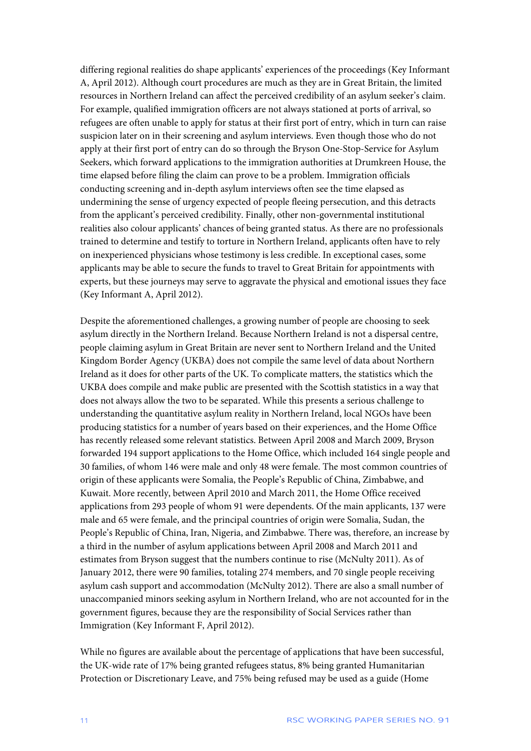differing regional realities do shape applicants' experiences of the proceedings (Key Informant A, April 2012). Although court procedures are much as they are in Great Britain, the limited resources in Northern Ireland can affect the perceived credibility of an asylum seeker's claim. For example, qualified immigration officers are not always stationed at ports of arrival, so refugees are often unable to apply for status at their first port of entry, which in turn can raise suspicion later on in their screening and asylum interviews. Even though those who do not apply at their first port of entry can do so through the Bryson One-Stop-Service for Asylum Seekers, which forward applications to the immigration authorities at Drumkreen House, the time elapsed before filing the claim can prove to be a problem. Immigration officials conducting screening and in-depth asylum interviews often see the time elapsed as undermining the sense of urgency expected of people fleeing persecution, and this detracts from the applicant's perceived credibility. Finally, other non-governmental institutional realities also colour applicants' chances of being granted status. As there are no professionals trained to determine and testify to torture in Northern Ireland, applicants often have to rely on inexperienced physicians whose testimony is less credible. In exceptional cases, some applicants may be able to secure the funds to travel to Great Britain for appointments with experts, but these journeys may serve to aggravate the physical and emotional issues they face (Key Informant A, April 2012).

Despite the aforementioned challenges, a growing number of people are choosing to seek asylum directly in the Northern Ireland. Because Northern Ireland is not a dispersal centre, people claiming asylum in Great Britain are never sent to Northern Ireland and the United Kingdom Border Agency (UKBA) does not compile the same level of data about Northern Ireland as it does for other parts of the UK. To complicate matters, the statistics which the UKBA does compile and make public are presented with the Scottish statistics in a way that does not always allow the two to be separated. While this presents a serious challenge to understanding the quantitative asylum reality in Northern Ireland, local NGOs have been producing statistics for a number of years based on their experiences, and the Home Office has recently released some relevant statistics. Between April 2008 and March 2009, Bryson forwarded 194 support applications to the Home Office, which included 164 single people and 30 families, of whom 146 were male and only 48 were female. The most common countries of origin of these applicants were Somalia, the People's Republic of China, Zimbabwe, and Kuwait. More recently, between April 2010 and March 2011, the Home Office received applications from 293 people of whom 91 were dependents. Of the main applicants, 137 were male and 65 were female, and the principal countries of origin were Somalia, Sudan, the People's Republic of China, Iran, Nigeria, and Zimbabwe. There was, therefore, an increase by a third in the number of asylum applications between April 2008 and March 2011 and estimates from Bryson suggest that the numbers continue to rise (McNulty 2011). As of January 2012, there were 90 families, totaling 274 members, and 70 single people receiving asylum cash support and accommodation (McNulty 2012). There are also a small number of unaccompanied minors seeking asylum in Northern Ireland, who are not accounted for in the government figures, because they are the responsibility of Social Services rather than Immigration (Key Informant F, April 2012).

While no figures are available about the percentage of applications that have been successful, the UK-wide rate of 17% being granted refugees status, 8% being granted Humanitarian Protection or Discretionary Leave, and 75% being refused may be used as a guide (Home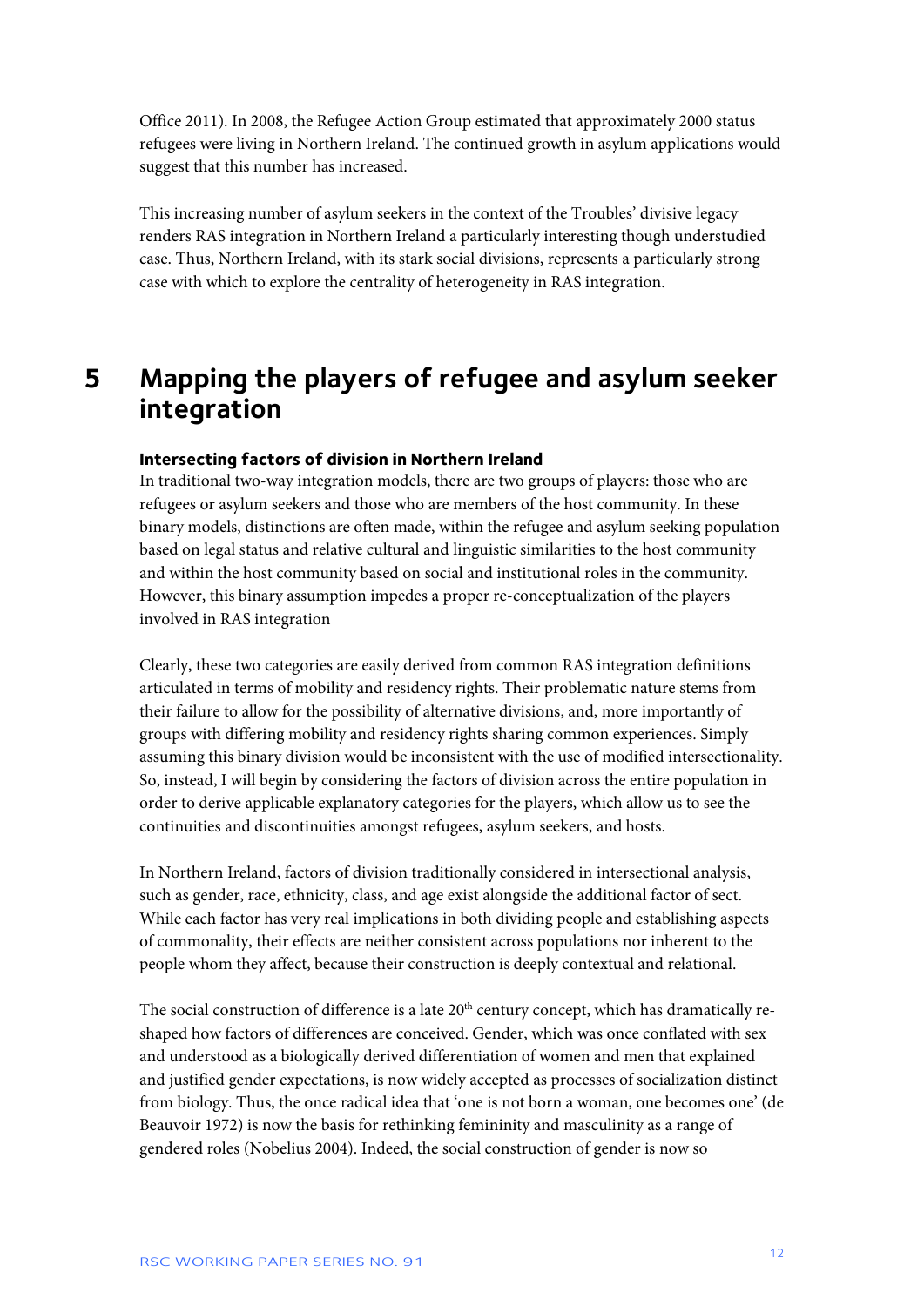Office 2011). In 2008, the Refugee Action Group estimated that approximately 2000 status refugees were living in Northern Ireland. The continued growth in asylum applications would suggest that this number has increased.

This increasing number of asylum seekers in the context of the Troubles' divisive legacy renders RAS integration in Northern Ireland a particularly interesting though understudied case. Thus, Northern Ireland, with its stark social divisions, represents a particularly strong case with which to explore the centrality of heterogeneity in RAS integration.

# 5 Mapping the players of refugee and asylum seeker integration

### Intersecting factors of division in Northern Ireland

In traditional two-way integration models, there are two groups of players: those who are refugees or asylum seekers and those who are members of the host community. In these binary models, distinctions are often made, within the refugee and asylum seeking population based on legal status and relative cultural and linguistic similarities to the host community and within the host community based on social and institutional roles in the community. However, this binary assumption impedes a proper re-conceptualization of the players involved in RAS integration

Clearly, these two categories are easily derived from common RAS integration definitions articulated in terms of mobility and residency rights. Their problematic nature stems from their failure to allow for the possibility of alternative divisions, and, more importantly of groups with differing mobility and residency rights sharing common experiences. Simply assuming this binary division would be inconsistent with the use of modified intersectionality. So, instead, I will begin by considering the factors of division across the entire population in order to derive applicable explanatory categories for the players, which allow us to see the continuities and discontinuities amongst refugees, asylum seekers, and hosts.

In Northern Ireland, factors of division traditionally considered in intersectional analysis, such as gender, race, ethnicity, class, and age exist alongside the additional factor of sect. While each factor has very real implications in both dividing people and establishing aspects of commonality, their effects are neither consistent across populations nor inherent to the people whom they affect, because their construction is deeply contextual and relational.

The social construction of difference is a late 20th century concept, which has dramatically re-shaped how factors of differences are conceived. Gender, which was once conflated with sex and understood as a biologically derived differentiation of women and men that explained and justified gender expectations, is now widely accepted as processes of socialization distinct from biology. Thus, the once radical idea that 'one is not born a woman, one becomes one' (de Beauvoir 1972) is now the basis for rethinking femininity and masculinity as a range of gendered roles (Nobelius 2004). Indeed, the social construction of gender is now so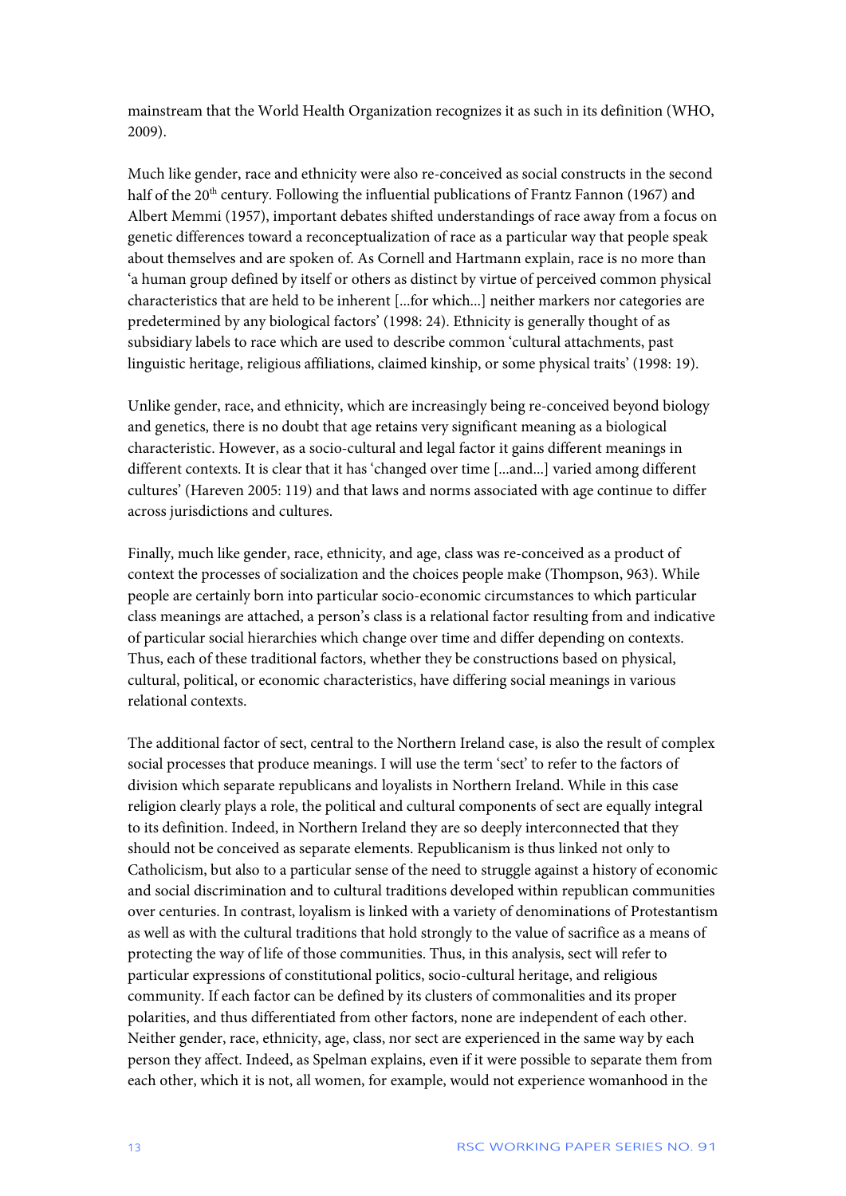mainstream that the World Health Organization recognizes it as such in its definition (WHO, 2009).

Much like gender, race and ethnicity were also re-conceived as social constructs in the second half of the 20th century. Following the influential publications of Frantz Fannon (1967) and Albert Memmi (1957), important debates shifted understandings of race away from a focus on genetic differences toward a reconceptualization of race as a particular way that people speak about themselves and are spoken of. As Cornell and Hartmann explain, race is no more than 'a human group defined by itself or others as distinct by virtue of perceived common physical characteristics that are held to be inherent [...for which...] neither markers nor categories are predetermined by any biological factors' (1998: 24). Ethnicity is generally thought of as subsidiary labels to race which are used to describe common 'cultural attachments, past linguistic heritage, religious affiliations, claimed kinship, or some physical traits' (1998: 19).

Unlike gender, race, and ethnicity, which are increasingly being re-conceived beyond biology and genetics, there is no doubt that age retains very significant meaning as a biological characteristic. However, as a socio-cultural and legal factor it gains different meanings in different contexts. It is clear that it has 'changed over time [...and...] varied among different cultures' (Hareven 2005: 119) and that laws and norms associated with age continue to differ across jurisdictions and cultures.

Finally, much like gender, race, ethnicity, and age, class was re-conceived as a product of context the processes of socialization and the choices people make (Thompson, 963). While people are certainly born into particular socio-economic circumstances to which particular class meanings are attached, a person's class is a relational factor resulting from and indicative of particular social hierarchies which change over time and differ depending on contexts. Thus, each of these traditional factors, whether they be constructions based on physical, cultural, political, or economic characteristics, have differing social meanings in various relational contexts.

The additional factor of sect, central to the Northern Ireland case, is also the result of complex social processes that produce meanings. I will use the term 'sect' to refer to the factors of division which separate republicans and loyalists in Northern Ireland. While in this case religion clearly plays a role, the political and cultural components of sect are equally integral to its definition. Indeed, in Northern Ireland they are so deeply interconnected that they should not be conceived as separate elements. Republicanism is thus linked not only to Catholicism, but also to a particular sense of the need to struggle against a history of economic and social discrimination and to cultural traditions developed within republican communities over centuries. In contrast, loyalism is linked with a variety of denominations of Protestantism as well as with the cultural traditions that hold strongly to the value of sacrifice as a means of protecting the way of life of those communities. Thus, in this analysis, sect will refer to particular expressions of constitutional politics, socio-cultural heritage, and religious community. If each factor can be defined by its clusters of commonalities and its proper polarities, and thus differentiated from other factors, none are independent of each other. Neither gender, race, ethnicity, age, class, nor sect are experienced in the same way by each person they affect. Indeed, as Spelman explains, even if it were possible to separate them from each other, which it is not, all women, for example, would not experience womanhood in the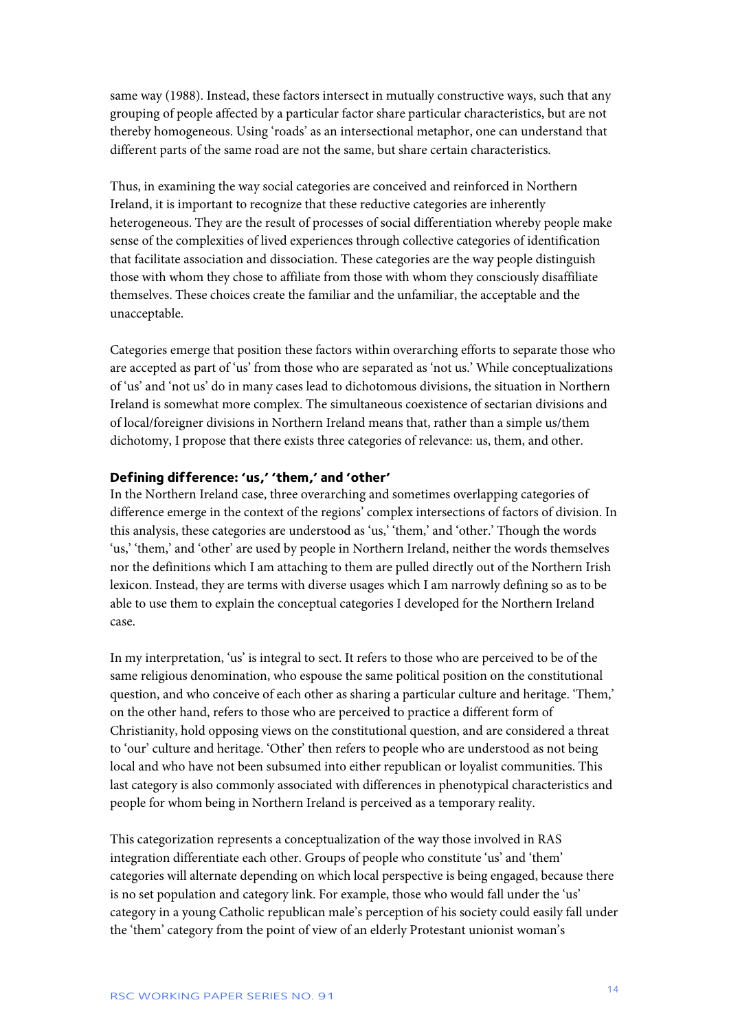same way (1988). Instead, these factors intersect in mutually constructive ways, such that any grouping of people affected by a particular factor share particular characteristics, but are not thereby homogeneous. Using 'roads' as an intersectional metaphor, one can understand that different parts of the same road are not the same, but share certain characteristics.

Thus, in examining the way social categories are conceived and reinforced in Northern Ireland, it is important to recognize that these reductive categories are inherently heterogeneous. They are the result of processes of social differentiation whereby people make sense of the complexities of lived experiences through collective categories of identification that facilitate association and dissociation. These categories are the way people distinguish those with whom they chose to affiliate from those with whom they consciously disaffiliate themselves. These choices create the familiar and the unfamiliar, the acceptable and the unacceptable.

Categories emerge that position these factors within overarching efforts to separate those who are accepted as part of 'us' from those who are separated as 'not us.' While conceptualizations of 'us' and 'not us' do in many cases lead to dichotomous divisions, the situation in Northern Ireland is somewhat more complex. The simultaneous coexistence of sectarian divisions and of local/foreigner divisions in Northern Ireland means that, rather than a simple us/them dichotomy, I propose that there exists three categories of relevance: us, them, and other.

### Defining difference: 'us,' 'them,' and 'other'

In the Northern Ireland case, three overarching and sometimes overlapping categories of difference emerge in the context of the regions' complex intersections of factors of division. In this analysis, these categories are understood as 'us,' 'them,' and 'other.' Though the words 'us,' 'them,' and 'other' are used by people in Northern Ireland, neither the words themselves nor the definitions which I am attaching to them are pulled directly out of the Northern Irish lexicon. Instead, they are terms with diverse usages which I am narrowly defining so as to be able to use them to explain the conceptual categories I developed for the Northern Ireland case.

In my interpretation, 'us' is integral to sect. It refers to those who are perceived to be of the same religious denomination, who espouse the same political position on the constitutional question, and who conceive of each other as sharing a particular culture and heritage. 'Them,' on the other hand, refers to those who are perceived to practice a different form of Christianity, hold opposing views on the constitutional question, and are considered a threat to 'our' culture and heritage. 'Other' then refers to people who are understood as not being local and who have not been subsumed into either republican or loyalist communities. This last category is also commonly associated with differences in phenotypical characteristics and people for whom being in Northern Ireland is perceived as a temporary reality.

This categorization represents a conceptualization of the way those involved in RAS integration differentiate each other. Groups of people who constitute 'us' and 'them' categories will alternate depending on which local perspective is being engaged, because there is no set population and category link. For example, those who would fall under the 'us' category in a young Catholic republican male's perception of his society could easily fall under the 'them' category from the point of view of an elderly Protestant unionist woman's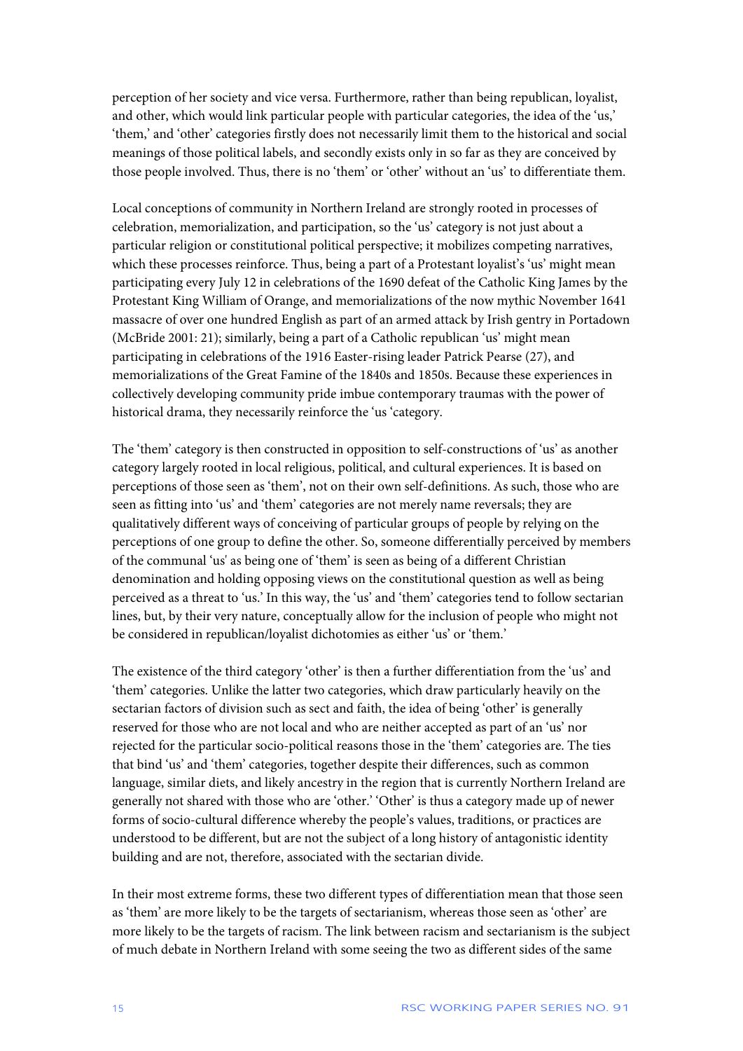perception of her society and vice versa. Furthermore, rather than being republican, loyalist, and other, which would link particular people with particular categories, the idea of the 'us,' 'them,' and 'other' categories firstly does not necessarily limit them to the historical and social meanings of those political labels, and secondly exists only in so far as they are conceived by those people involved. Thus, there is no 'them' or 'other' without an 'us' to differentiate them.

Local conceptions of community in Northern Ireland are strongly rooted in processes of celebration, memorialization, and participation, so the 'us' category is not just about a particular religion or constitutional political perspective; it mobilizes competing narratives, which these processes reinforce. Thus, being a part of a Protestant loyalist's 'us' might mean participating every July 12 in celebrations of the 1690 defeat of the Catholic King James by the Protestant King William of Orange, and memorializations of the now mythic November 1641 massacre of over one hundred English as part of an armed attack by Irish gentry in Portadown (McBride 2001: 21); similarly, being a part of a Catholic republican 'us' might mean participating in celebrations of the 1916 Easter-rising leader Patrick Pearse (27), and memorializations of the Great Famine of the 1840s and 1850s. Because these experiences in collectively developing community pride imbue contemporary traumas with the power of historical drama, they necessarily reinforce the 'us 'category.

The 'them' category is then constructed in opposition to self-constructions of 'us' as another category largely rooted in local religious, political, and cultural experiences. It is based on perceptions of those seen as 'them', not on their own self-definitions. As such, those who are seen as fitting into 'us' and 'them' categories are not merely name reversals; they are qualitatively different ways of conceiving of particular groups of people by relying on the perceptions of one group to define the other. So, someone differentially perceived by members of the communal 'us' as being one of 'them' is seen as being of a different Christian denomination and holding opposing views on the constitutional question as well as being perceived as a threat to 'us.' In this way, the 'us' and 'them' categories tend to follow sectarian lines, but, by their very nature, conceptually allow for the inclusion of people who might not be considered in republican/loyalist dichotomies as either 'us' or 'them.'

The existence of the third category 'other' is then a further differentiation from the 'us' and 'them' categories. Unlike the latter two categories, which draw particularly heavily on the sectarian factors of division such as sect and faith, the idea of being 'other' is generally reserved for those who are not local and who are neither accepted as part of an 'us' nor rejected for the particular socio-political reasons those in the 'them' categories are. The ties that bind 'us' and 'them' categories, together despite their differences, such as common language, similar diets, and likely ancestry in the region that is currently Northern Ireland are generally not shared with those who are 'other.' 'Other' is thus a category made up of newer forms of socio-cultural difference whereby the people's values, traditions, or practices are understood to be different, but are not the subject of a long history of antagonistic identity building and are not, therefore, associated with the sectarian divide.

In their most extreme forms, these two different types of differentiation mean that those seen as 'them' are more likely to be the targets of sectarianism, whereas those seen as 'other' are more likely to be the targets of racism. The link between racism and sectarianism is the subject of much debate in Northern Ireland with some seeing the two as different sides of the same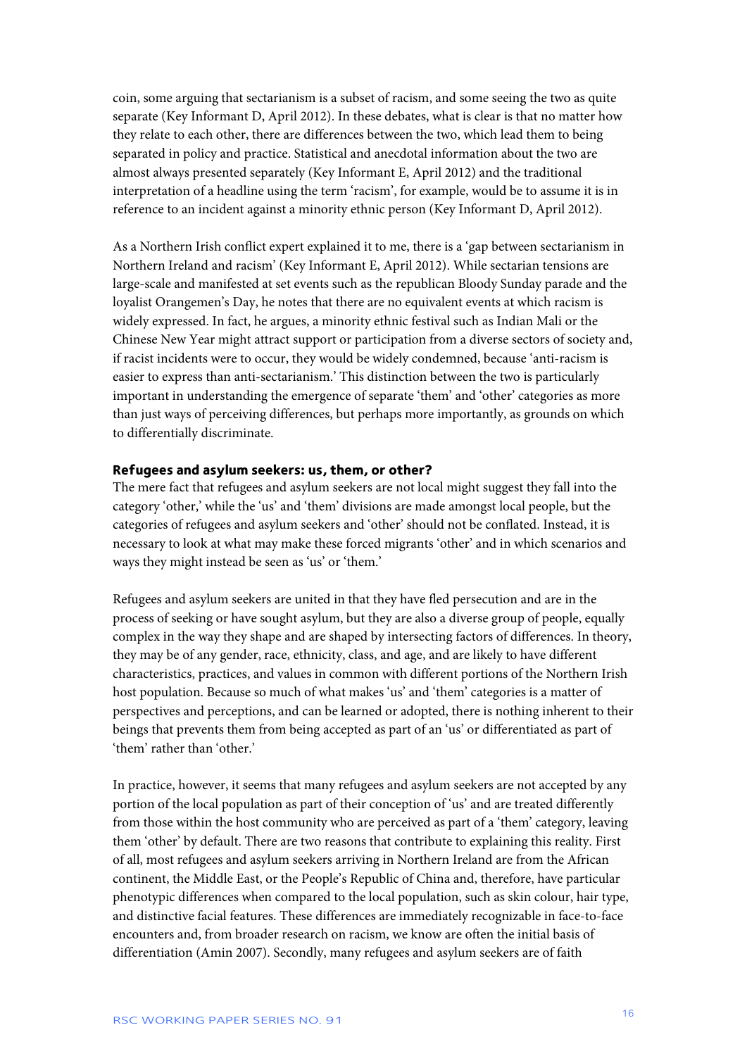coin, some arguing that sectarianism is a subset of racism, and some seeing the two as quite separate (Key Informant D, April 2012). In these debates, what is clear is that no matter how they relate to each other, there are differences between the two, which lead them to being separated in policy and practice. Statistical and anecdotal information about the two are almost always presented separately (Key Informant E, April 2012) and the traditional interpretation of a headline using the term 'racism', for example, would be to assume it is in reference to an incident against a minority ethnic person (Key Informant D, April 2012).

As a Northern Irish conflict expert explained it to me, there is a 'gap between sectarianism in Northern Ireland and racism' (Key Informant E, April 2012). While sectarian tensions are large-scale and manifested at set events such as the republican Bloody Sunday parade and the loyalist Orangemen's Day, he notes that there are no equivalent events at which racism is widely expressed. In fact, he argues, a minority ethnic festival such as Indian Mali or the Chinese New Year might attract support or participation from a diverse sectors of society and, if racist incidents were to occur, they would be widely condemned, because 'anti-racism is easier to express than anti-sectarianism.' This distinction between the two is particularly important in understanding the emergence of separate 'them' and 'other' categories as more than just ways of perceiving differences, but perhaps more importantly, as grounds on which to differentially discriminate.

### Refugees and asylum seekers: us, them, or other?

The mere fact that refugees and asylum seekers are not local might suggest they fall into the category 'other,' while the 'us' and 'them' divisions are made amongst local people, but the categories of refugees and asylum seekers and 'other' should not be conflated. Instead, it is necessary to look at what may make these forced migrants 'other' and in which scenarios and ways they might instead be seen as 'us' or 'them.'

Refugees and asylum seekers are united in that they have fled persecution and are in the process of seeking or have sought asylum, but they are also a diverse group of people, equally complex in the way they shape and are shaped by intersecting factors of differences. In theory, they may be of any gender, race, ethnicity, class, and age, and are likely to have different characteristics, practices, and values in common with different portions of the Northern Irish host population. Because so much of what makes 'us' and 'them' categories is a matter of perspectives and perceptions, and can be learned or adopted, there is nothing inherent to their beings that prevents them from being accepted as part of an 'us' or differentiated as part of 'them' rather than 'other.'

In practice, however, it seems that many refugees and asylum seekers are not accepted by any portion of the local population as part of their conception of 'us' and are treated differently from those within the host community who are perceived as part of a 'them' category, leaving them 'other' by default. There are two reasons that contribute to explaining this reality. First of all, most refugees and asylum seekers arriving in Northern Ireland are from the African continent, the Middle East, or the People's Republic of China and, therefore, have particular phenotypic differences when compared to the local population, such as skin colour, hair type, and distinctive facial features. These differences are immediately recognizable in face-to-face encounters and, from broader research on racism, we know are often the initial basis of differentiation (Amin 2007). Secondly, many refugees and asylum seekers are of faith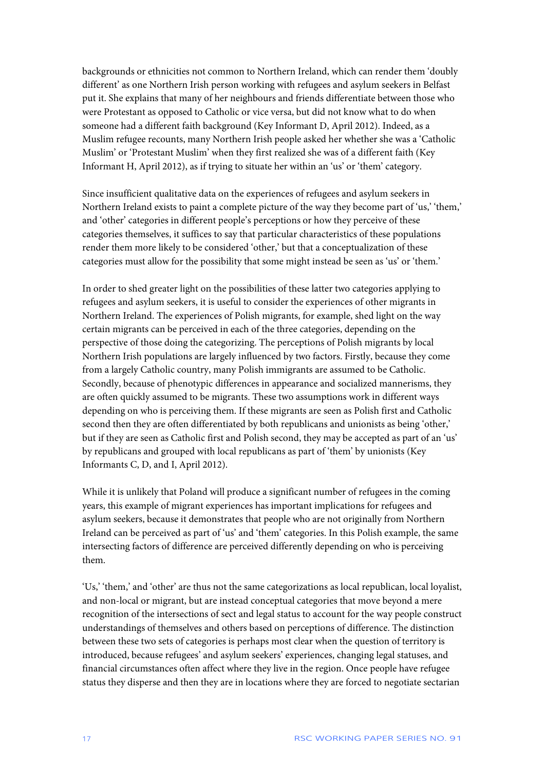backgrounds or ethnicities not common to Northern Ireland, which can render them 'doubly different' as one Northern Irish person working with refugees and asylum seekers in Belfast put it. She explains that many of her neighbours and friends differentiate between those who were Protestant as opposed to Catholic or vice versa, but did not know what to do when someone had a different faith background (Key Informant D, April 2012). Indeed, as a Muslim refugee recounts, many Northern Irish people asked her whether she was a 'Catholic Muslim' or 'Protestant Muslim' when they first realized she was of a different faith (Key Informant H, April 2012), as if trying to situate her within an 'us' or 'them' category.

Since insufficient qualitative data on the experiences of refugees and asylum seekers in Northern Ireland exists to paint a complete picture of the way they become part of 'us,' 'them,' and 'other' categories in different people's perceptions or how they perceive of these categories themselves, it suffices to say that particular characteristics of these populations render them more likely to be considered 'other,' but that a conceptualization of these categories must allow for the possibility that some might instead be seen as 'us' or 'them.'

In order to shed greater light on the possibilities of these latter two categories applying to refugees and asylum seekers, it is useful to consider the experiences of other migrants in Northern Ireland. The experiences of Polish migrants, for example, shed light on the way certain migrants can be perceived in each of the three categories, depending on the perspective of those doing the categorizing. The perceptions of Polish migrants by local Northern Irish populations are largely influenced by two factors. Firstly, because they come from a largely Catholic country, many Polish immigrants are assumed to be Catholic. Secondly, because of phenotypic differences in appearance and socialized mannerisms, they are often quickly assumed to be migrants. These two assumptions work in different ways depending on who is perceiving them. If these migrants are seen as Polish first and Catholic second then they are often differentiated by both republicans and unionists as being 'other,' but if they are seen as Catholic first and Polish second, they may be accepted as part of an 'us' by republicans and grouped with local republicans as part of 'them' by unionists (Key Informants C, D, and I, April 2012).

While it is unlikely that Poland will produce a significant number of refugees in the coming years, this example of migrant experiences has important implications for refugees and asylum seekers, because it demonstrates that people who are not originally from Northern Ireland can be perceived as part of 'us' and 'them' categories. In this Polish example, the same intersecting factors of difference are perceived differently depending on who is perceiving them.

'Us,' 'them,' and 'other' are thus not the same categorizations as local republican, local loyalist, and non-local or migrant, but are instead conceptual categories that move beyond a mere recognition of the intersections of sect and legal status to account for the way people construct understandings of themselves and others based on perceptions of difference. The distinction between these two sets of categories is perhaps most clear when the question of territory is introduced, because refugees' and asylum seekers' experiences, changing legal statuses, and financial circumstances often affect where they live in the region. Once people have refugee status they disperse and then they are in locations where they are forced to negotiate sectarian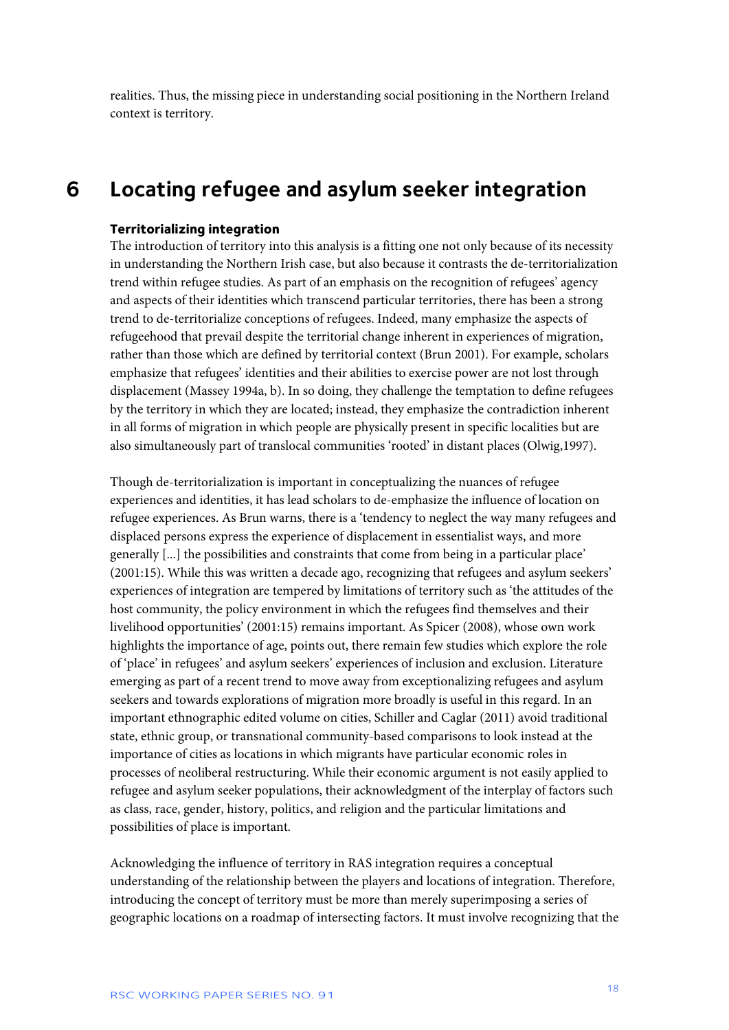realities. Thus, the missing piece in understanding social positioning in the Northern Ireland context is territory.

# 6 Locating refugee and asylum seeker integration

### Territorializing integration

The introduction of territory into this analysis is a fitting one not only because of its necessity in understanding the Northern Irish case, but also because it contrasts the de-territorialization trend within refugee studies. As part of an emphasis on the recognition of refugees' agency and aspects of their identities which transcend particular territories, there has been a strong trend to de-territorialize conceptions of refugees. Indeed, many emphasize the aspects of refugeehood that prevail despite the territorial change inherent in experiences of migration, rather than those which are defined by territorial context (Brun 2001). For example, scholars emphasize that refugees' identities and their abilities to exercise power are not lost through displacement (Massey 1994a, b). In so doing, they challenge the temptation to define refugees by the territory in which they are located; instead, they emphasize the contradiction inherent in all forms of migration in which people are physically present in specific localities but are also simultaneously part of translocal communities 'rooted' in distant places (Olwig,1997).

Though de-territorialization is important in conceptualizing the nuances of refugee experiences and identities, it has lead scholars to de-emphasize the influence of location on refugee experiences. As Brun warns, there is a 'tendency to neglect the way many refugees and displaced persons express the experience of displacement in essentialist ways, and more generally [...] the possibilities and constraints that come from being in a particular place' (2001:15). While this was written a decade ago, recognizing that refugees and asylum seekers' experiences of integration are tempered by limitations of territory such as 'the attitudes of the host community, the policy environment in which the refugees find themselves and their livelihood opportunities' (2001:15) remains important. As Spicer (2008), whose own work highlights the importance of age, points out, there remain few studies which explore the role of 'place' in refugees' and asylum seekers' experiences of inclusion and exclusion. Literature emerging as part of a recent trend to move away from exceptionalizing refugees and asylum seekers and towards explorations of migration more broadly is useful in this regard. In an important ethnographic edited volume on cities, Schiller and Caglar (2011) avoid traditional state, ethnic group, or transnational community-based comparisons to look instead at the importance of cities as locations in which migrants have particular economic roles in processes of neoliberal restructuring. While their economic argument is not easily applied to refugee and asylum seeker populations, their acknowledgment of the interplay of factors such as class, race, gender, history, politics, and religion and the particular limitations and possibilities of place is important.

Acknowledging the influence of territory in RAS integration requires a conceptual understanding of the relationship between the players and locations of integration. Therefore, introducing the concept of territory must be more than merely superimposing a series of geographic locations on a roadmap of intersecting factors. It must involve recognizing that the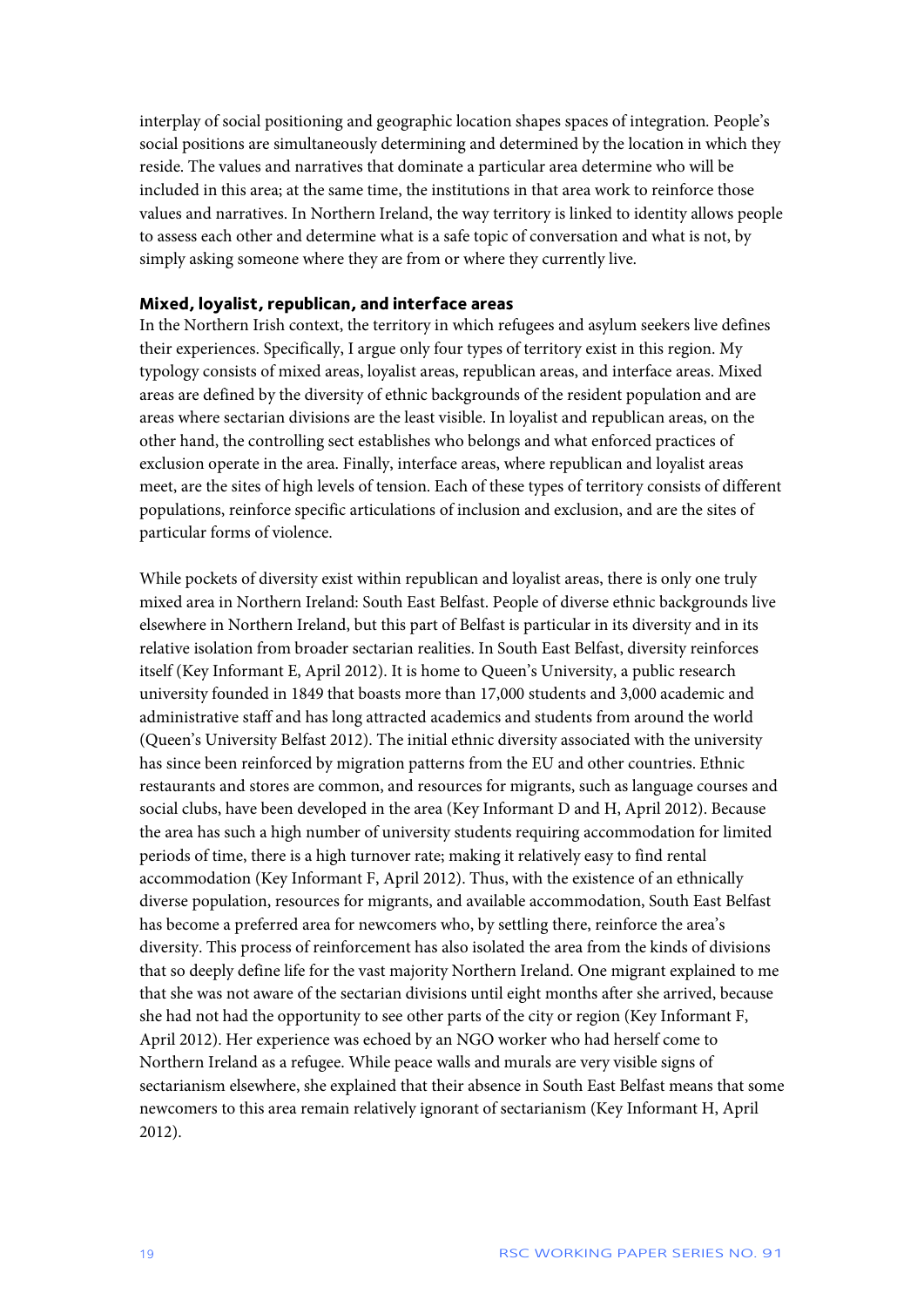interplay of social positioning and geographic location shapes spaces of integration. People's social positions are simultaneously determining and determined by the location in which they reside. The values and narratives that dominate a particular area determine who will be included in this area; at the same time, the institutions in that area work to reinforce those values and narratives. In Northern Ireland, the way territory is linked to identity allows people to assess each other and determine what is a safe topic of conversation and what is not, by simply asking someone where they are from or where they currently live.

### Mixed, loyalist, republican, and interface areas

In the Northern Irish context, the territory in which refugees and asylum seekers live defines their experiences. Specifically, I argue only four types of territory exist in this region. My typology consists of mixed areas, loyalist areas, republican areas, and interface areas. Mixed areas are defined by the diversity of ethnic backgrounds of the resident population and are areas where sectarian divisions are the least visible. In loyalist and republican areas, on the other hand, the controlling sect establishes who belongs and what enforced practices of exclusion operate in the area. Finally, interface areas, where republican and loyalist areas meet, are the sites of high levels of tension. Each of these types of territory consists of different populations, reinforce specific articulations of inclusion and exclusion, and are the sites of particular forms of violence.

While pockets of diversity exist within republican and loyalist areas, there is only one truly mixed area in Northern Ireland: South East Belfast. People of diverse ethnic backgrounds live elsewhere in Northern Ireland, but this part of Belfast is particular in its diversity and in its relative isolation from broader sectarian realities. In South East Belfast, diversity reinforces itself (Key Informant E, April 2012). It is home to Queen's University, a public research university founded in 1849 that boasts more than 17,000 students and 3,000 academic and administrative staff and has long attracted academics and students from around the world (Queen's University Belfast 2012). The initial ethnic diversity associated with the university has since been reinforced by migration patterns from the EU and other countries. Ethnic restaurants and stores are common, and resources for migrants, such as language courses and social clubs, have been developed in the area (Key Informant D and H, April 2012). Because the area has such a high number of university students requiring accommodation for limited periods of time, there is a high turnover rate; making it relatively easy to find rental accommodation (Key Informant F, April 2012). Thus, with the existence of an ethnically diverse population, resources for migrants, and available accommodation, South East Belfast has become a preferred area for newcomers who, by settling there, reinforce the area's diversity. This process of reinforcement has also isolated the area from the kinds of divisions that so deeply define life for the vast majority Northern Ireland. One migrant explained to me that she was not aware of the sectarian divisions until eight months after she arrived, because she had not had the opportunity to see other parts of the city or region (Key Informant F, April 2012). Her experience was echoed by an NGO worker who had herself come to Northern Ireland as a refugee. While peace walls and murals are very visible signs of sectarianism elsewhere, she explained that their absence in South East Belfast means that some newcomers to this area remain relatively ignorant of sectarianism (Key Informant H, April 2012).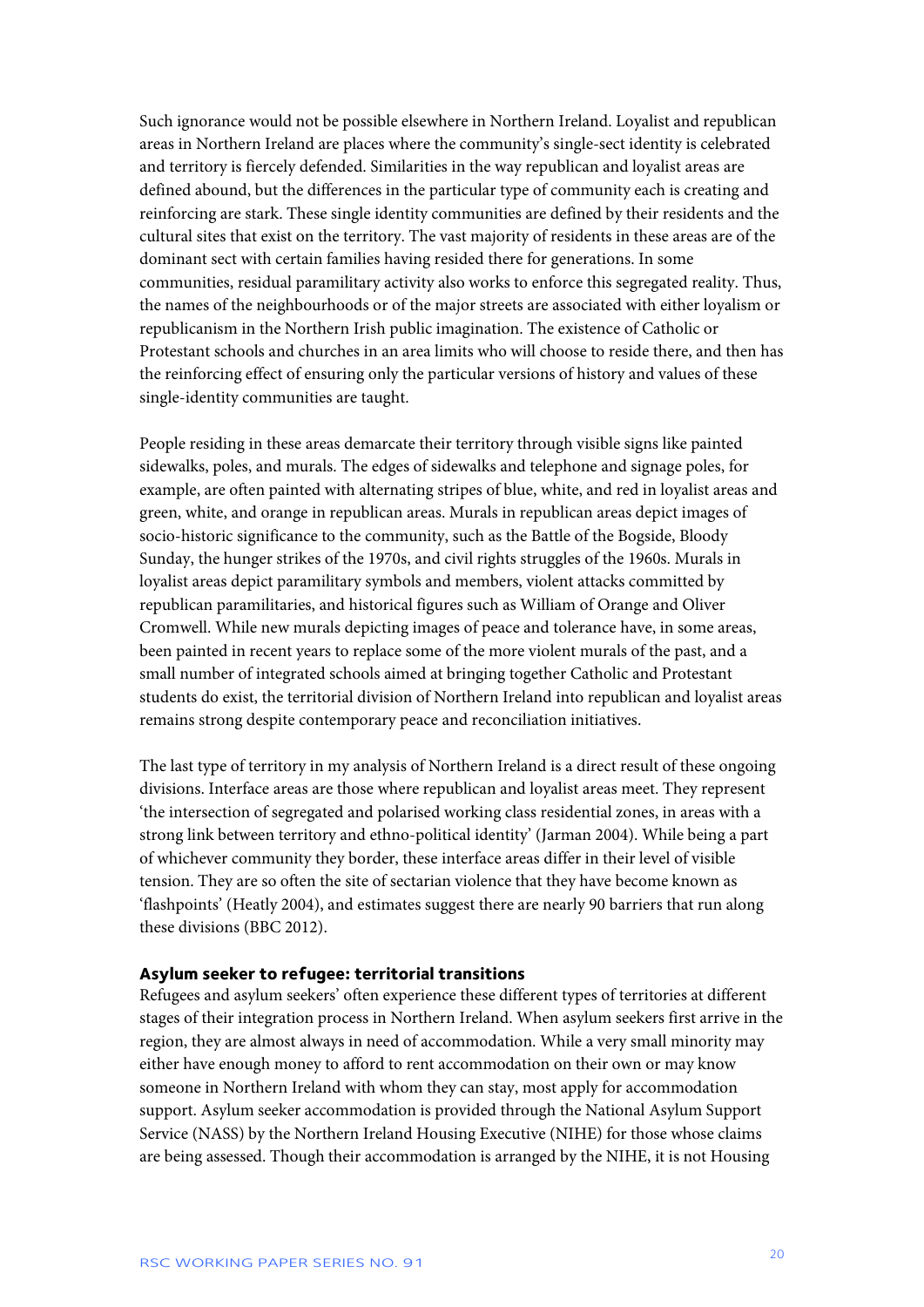Such ignorance would not be possible elsewhere in Northern Ireland. Loyalist and republican areas in Northern Ireland are places where the community's single-sect identity is celebrated and territory is fiercely defended. Similarities in the way republican and loyalist areas are defined abound, but the differences in the particular type of community each is creating and reinforcing are stark. These single identity communities are defined by their residents and the cultural sites that exist on the territory. The vast majority of residents in these areas are of the dominant sect with certain families having resided there for generations. In some communities, residual paramilitary activity also works to enforce this segregated reality. Thus, the names of the neighbourhoods or of the major streets are associated with either loyalism or republicanism in the Northern Irish public imagination. The existence of Catholic or Protestant schools and churches in an area limits who will choose to reside there, and then has the reinforcing effect of ensuring only the particular versions of history and values of these single-identity communities are taught.

People residing in these areas demarcate their territory through visible signs like painted sidewalks, poles, and murals. The edges of sidewalks and telephone and signage poles, for example, are often painted with alternating stripes of blue, white, and red in loyalist areas and green, white, and orange in republican areas. Murals in republican areas depict images of socio-historic significance to the community, such as the Battle of the Bogside, Bloody Sunday, the hunger strikes of the 1970s, and civil rights struggles of the 1960s. Murals in loyalist areas depict paramilitary symbols and members, violent attacks committed by republican paramilitaries, and historical figures such as William of Orange and Oliver Cromwell. While new murals depicting images of peace and tolerance have, in some areas, been painted in recent years to replace some of the more violent murals of the past, and a small number of integrated schools aimed at bringing together Catholic and Protestant students do exist, the territorial division of Northern Ireland into republican and loyalist areas remains strong despite contemporary peace and reconciliation initiatives.

The last type of territory in my analysis of Northern Ireland is a direct result of these ongoing divisions. Interface areas are those where republican and loyalist areas meet. They represent 'the intersection of segregated and polarised working class residential zones, in areas with a strong link between territory and ethno-political identity' (Jarman 2004). While being a part of whichever community they border, these interface areas differ in their level of visible tension. They are so often the site of sectarian violence that they have become known as 'flashpoints' (Heatly 2004), and estimates suggest there are nearly 90 barriers that run along these divisions (BBC 2012).

#### Asylum seeker to refugee: territorial transitions

Refugees and asylum seekers' often experience these different types of territories at different stages of their integration process in Northern Ireland. When asylum seekers first arrive in the region, they are almost always in need of accommodation. While a very small minority may either have enough money to afford to rent accommodation on their own or may know someone in Northern Ireland with whom they can stay, most apply for accommodation support. Asylum seeker accommodation is provided through the National Asylum Support Service (NASS) by the Northern Ireland Housing Executive (NIHE) for those whose claims are being assessed. Though their accommodation is arranged by the NIHE, it is not Housing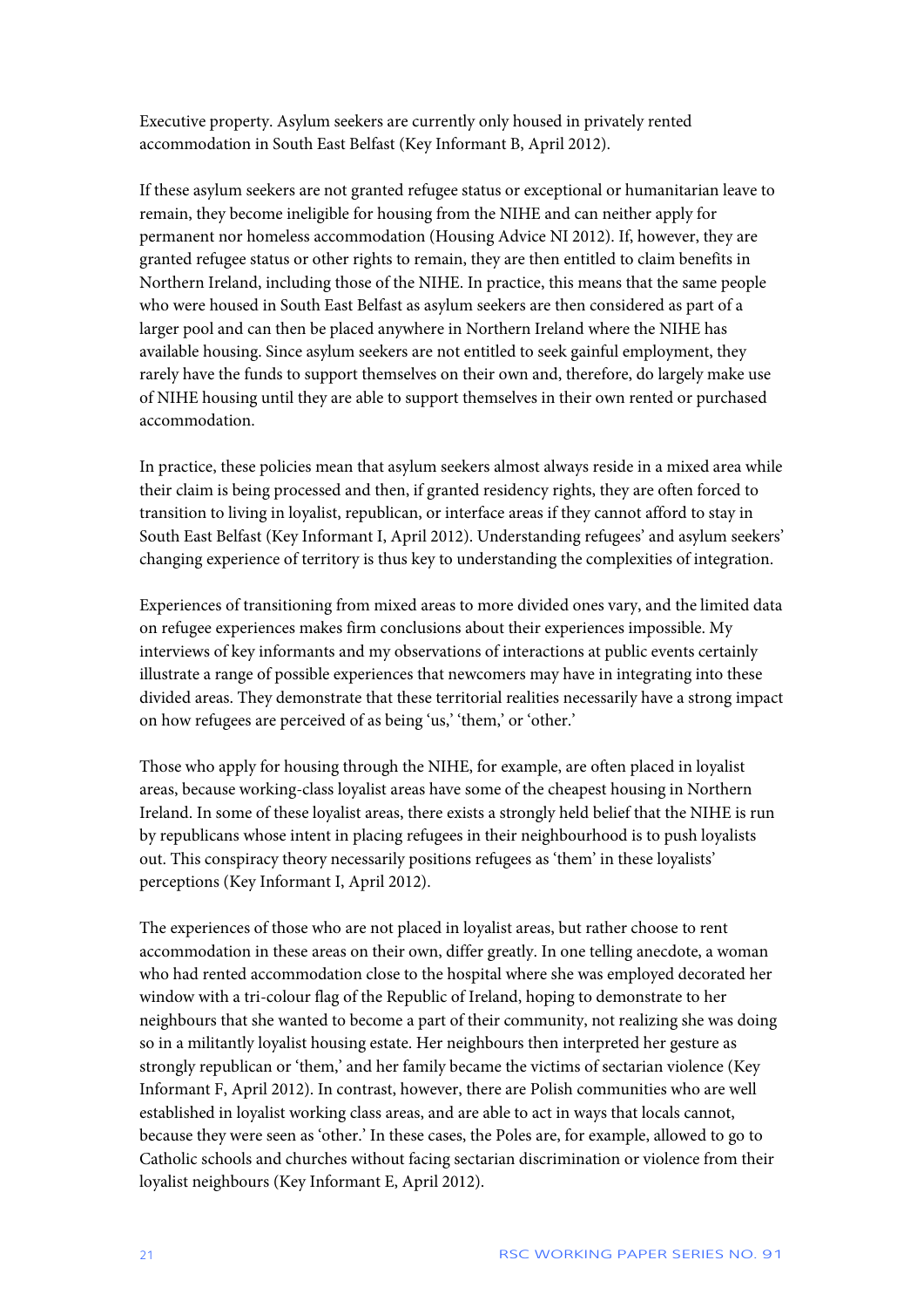Executive property. Asylum seekers are currently only housed in privately rented accommodation in South East Belfast (Key Informant B, April 2012).

If these asylum seekers are not granted refugee status or exceptional or humanitarian leave to remain, they become ineligible for housing from the NIHE and can neither apply for permanent nor homeless accommodation (Housing Advice NI 2012). If, however, they are granted refugee status or other rights to remain, they are then entitled to claim benefits in Northern Ireland, including those of the NIHE. In practice, this means that the same people who were housed in South East Belfast as asylum seekers are then considered as part of a larger pool and can then be placed anywhere in Northern Ireland where the NIHE has available housing. Since asylum seekers are not entitled to seek gainful employment, they rarely have the funds to support themselves on their own and, therefore, do largely make use of NIHE housing until they are able to support themselves in their own rented or purchased accommodation.

In practice, these policies mean that asylum seekers almost always reside in a mixed area while their claim is being processed and then, if granted residency rights, they are often forced to transition to living in loyalist, republican, or interface areas if they cannot afford to stay in South East Belfast (Key Informant I, April 2012). Understanding refugees' and asylum seekers' changing experience of territory is thus key to understanding the complexities of integration.

Experiences of transitioning from mixed areas to more divided ones vary, and the limited data on refugee experiences makes firm conclusions about their experiences impossible. My interviews of key informants and my observations of interactions at public events certainly illustrate a range of possible experiences that newcomers may have in integrating into these divided areas. They demonstrate that these territorial realities necessarily have a strong impact on how refugees are perceived of as being 'us,' 'them,' or 'other.'

Those who apply for housing through the NIHE, for example, are often placed in loyalist areas, because working-class loyalist areas have some of the cheapest housing in Northern Ireland. In some of these loyalist areas, there exists a strongly held belief that the NIHE is run by republicans whose intent in placing refugees in their neighbourhood is to push loyalists out. This conspiracy theory necessarily positions refugees as 'them' in these loyalists' perceptions (Key Informant I, April 2012).

The experiences of those who are not placed in loyalist areas, but rather choose to rent accommodation in these areas on their own, differ greatly. In one telling anecdote, a woman who had rented accommodation close to the hospital where she was employed decorated her window with a tri-colour flag of the Republic of Ireland, hoping to demonstrate to her neighbours that she wanted to become a part of their community, not realizing she was doing so in a militantly loyalist housing estate. Her neighbours then interpreted her gesture as strongly republican or 'them,' and her family became the victims of sectarian violence (Key Informant F, April 2012). In contrast, however, there are Polish communities who are well established in loyalist working class areas, and are able to act in ways that locals cannot, because they were seen as 'other.' In these cases, the Poles are, for example, allowed to go to Catholic schools and churches without facing sectarian discrimination or violence from their loyalist neighbours (Key Informant E, April 2012).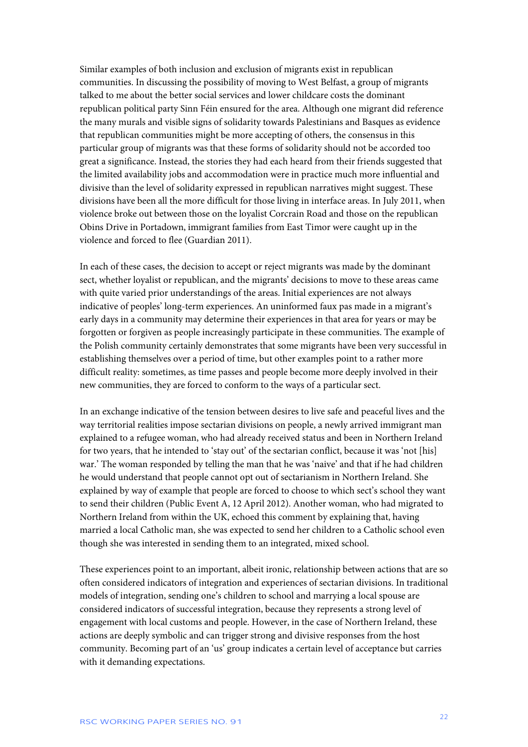Similar examples of both inclusion and exclusion of migrants exist in republican communities. In discussing the possibility of moving to West Belfast, a group of migrants talked to me about the better social services and lower childcare costs the dominant republican political party Sinn Féin ensured for the area. Although one migrant did reference the many murals and visible signs of solidarity towards Palestinians and Basques as evidence that republican communities might be more accepting of others, the consensus in this particular group of migrants was that these forms of solidarity should not be accorded too great a significance. Instead, the stories they had each heard from their friends suggested that the limited availability jobs and accommodation were in practice much more influential and divisive than the level of solidarity expressed in republican narratives might suggest. These divisions have been all the more difficult for those living in interface areas. In July 2011, when violence broke out between those on the loyalist Corcrain Road and those on the republican Obins Drive in Portadown, immigrant families from East Timor were caught up in the violence and forced to flee (Guardian 2011).

In each of these cases, the decision to accept or reject migrants was made by the dominant sect, whether loyalist or republican, and the migrants' decisions to move to these areas came with quite varied prior understandings of the areas. Initial experiences are not always indicative of peoples' long-term experiences. An uninformed faux pas made in a migrant's early days in a community may determine their experiences in that area for years or may be forgotten or forgiven as people increasingly participate in these communities. The example of the Polish community certainly demonstrates that some migrants have been very successful in establishing themselves over a period of time, but other examples point to a rather more difficult reality: sometimes, as time passes and people become more deeply involved in their new communities, they are forced to conform to the ways of a particular sect.

In an exchange indicative of the tension between desires to live safe and peaceful lives and the way territorial realities impose sectarian divisions on people, a newly arrived immigrant man explained to a refugee woman, who had already received status and been in Northern Ireland for two years, that he intended to 'stay out' of the sectarian conflict, because it was 'not [his] war.' The woman responded by telling the man that he was 'naive' and that if he had children he would understand that people cannot opt out of sectarianism in Northern Ireland. She explained by way of example that people are forced to choose to which sect's school they want to send their children (Public Event A, 12 April 2012). Another woman, who had migrated to Northern Ireland from within the UK, echoed this comment by explaining that, having married a local Catholic man, she was expected to send her children to a Catholic school even though she was interested in sending them to an integrated, mixed school.

These experiences point to an important, albeit ironic, relationship between actions that are so often considered indicators of integration and experiences of sectarian divisions. In traditional models of integration, sending one's children to school and marrying a local spouse are considered indicators of successful integration, because they represents a strong level of engagement with local customs and people. However, in the case of Northern Ireland, these actions are deeply symbolic and can trigger strong and divisive responses from the host community. Becoming part of an 'us' group indicates a certain level of acceptance but carries with it demanding expectations.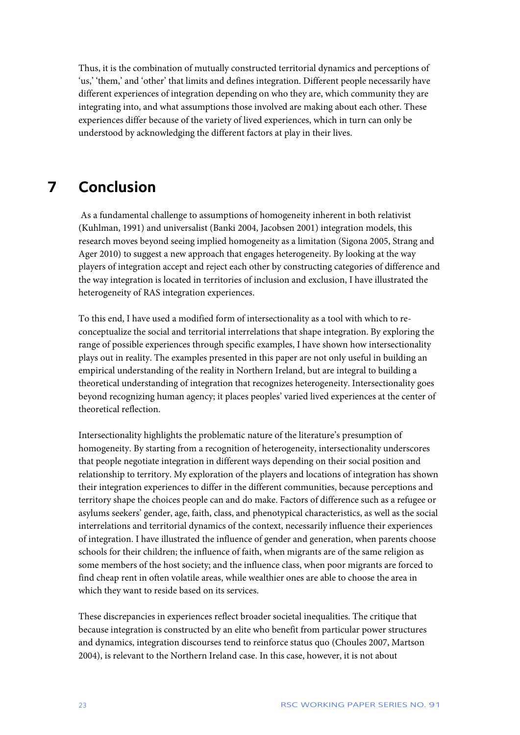Thus, it is the combination of mutually constructed territorial dynamics and perceptions of 'us,' 'them,' and 'other' that limits and defines integration. Different people necessarily have different experiences of integration depending on who they are, which community they are integrating into, and what assumptions those involved are making about each other. These experiences differ because of the variety of lived experiences, which in turn can only be understood by acknowledging the different factors at play in their lives.

# 7 Conclusion

As a fundamental challenge to assumptions of homogeneity inherent in both relativist (Kuhlman, 1991) and universalist (Banki 2004, Jacobsen 2001) integration models, this research moves beyond seeing implied homogeneity as a limitation (Sigona 2005, Strang and Ager 2010) to suggest a new approach that engages heterogeneity. By looking at the way players of integration accept and reject each other by constructing categories of difference and the way integration is located in territories of inclusion and exclusion, I have illustrated the heterogeneity of RAS integration experiences.

To this end, I have used a modified form of intersectionality as a tool with which to re-conceptualize the social and territorial interrelations that shape integration. By exploring the range of possible experiences through specific examples, I have shown how intersectionality plays out in reality. The examples presented in this paper are not only useful in building an empirical understanding of the reality in Northern Ireland, but are integral to building a theoretical understanding of integration that recognizes heterogeneity. Intersectionality goes beyond recognizing human agency; it places peoples' varied lived experiences at the center of theoretical reflection.

Intersectionality highlights the problematic nature of the literature's presumption of homogeneity. By starting from a recognition of heterogeneity, intersectionality underscores that people negotiate integration in different ways depending on their social position and relationship to territory. My exploration of the players and locations of integration has shown their integration experiences to differ in the different communities, because perceptions and territory shape the choices people can and do make. Factors of difference such as a refugee or asylums seekers' gender, age, faith, class, and phenotypical characteristics, as well as the social interrelations and territorial dynamics of the context, necessarily influence their experiences of integration. I have illustrated the influence of gender and generation, when parents choose schools for their children; the influence of faith, when migrants are of the same religion as some members of the host society; and the influence class, when poor migrants are forced to find cheap rent in often volatile areas, while wealthier ones are able to choose the area in which they want to reside based on its services.

These discrepancies in experiences reflect broader societal inequalities. The critique that because integration is constructed by an elite who benefit from particular power structures and dynamics, integration discourses tend to reinforce status quo (Choules 2007, Martson 2004), is relevant to the Northern Ireland case. In this case, however, it is not about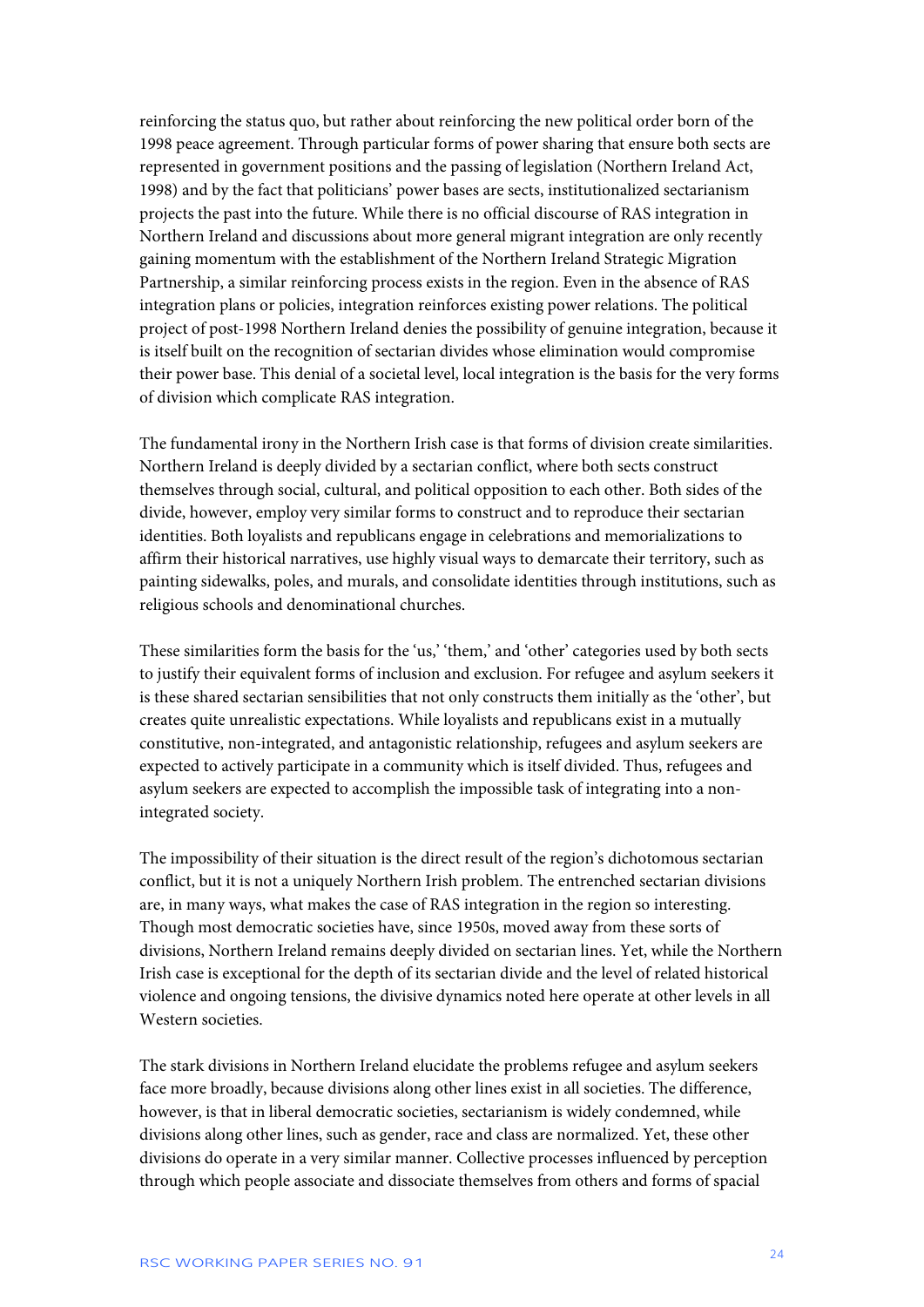reinforcing the status quo, but rather about reinforcing the new political order born of the 1998 peace agreement. Through particular forms of power sharing that ensure both sects are represented in government positions and the passing of legislation (Northern Ireland Act, 1998) and by the fact that politicians' power bases are sects, institutionalized sectarianism projects the past into the future. While there is no official discourse of RAS integration in Northern Ireland and discussions about more general migrant integration are only recently gaining momentum with the establishment of the Northern Ireland Strategic Migration Partnership, a similar reinforcing process exists in the region. Even in the absence of RAS integration plans or policies, integration reinforces existing power relations. The political project of post-1998 Northern Ireland denies the possibility of genuine integration, because it is itself built on the recognition of sectarian divides whose elimination would compromise their power base. This denial of a societal level, local integration is the basis for the very forms of division which complicate RAS integration.

The fundamental irony in the Northern Irish case is that forms of division create similarities. Northern Ireland is deeply divided by a sectarian conflict, where both sects construct themselves through social, cultural, and political opposition to each other. Both sides of the divide, however, employ very similar forms to construct and to reproduce their sectarian identities. Both loyalists and republicans engage in celebrations and memorializations to affirm their historical narratives, use highly visual ways to demarcate their territory, such as painting sidewalks, poles, and murals, and consolidate identities through institutions, such as religious schools and denominational churches.

These similarities form the basis for the 'us,' 'them,' and 'other' categories used by both sects to justify their equivalent forms of inclusion and exclusion. For refugee and asylum seekers it is these shared sectarian sensibilities that not only constructs them initially as the 'other', but creates quite unrealistic expectations. While loyalists and republicans exist in a mutually constitutive, non-integrated, and antagonistic relationship, refugees and asylum seekers are expected to actively participate in a community which is itself divided. Thus, refugees and asylum seekers are expected to accomplish the impossible task of integrating into a non-integrated society.

The impossibility of their situation is the direct result of the region's dichotomous sectarian conflict, but it is not a uniquely Northern Irish problem. The entrenched sectarian divisions are, in many ways, what makes the case of RAS integration in the region so interesting. Though most democratic societies have, since 1950s, moved away from these sorts of divisions, Northern Ireland remains deeply divided on sectarian lines. Yet, while the Northern Irish case is exceptional for the depth of its sectarian divide and the level of related historical violence and ongoing tensions, the divisive dynamics noted here operate at other levels in all Western societies.

The stark divisions in Northern Ireland elucidate the problems refugee and asylum seekers face more broadly, because divisions along other lines exist in all societies. The difference, however, is that in liberal democratic societies, sectarianism is widely condemned, while divisions along other lines, such as gender, race and class are normalized. Yet, these other divisions do operate in a very similar manner. Collective processes influenced by perception through which people associate and dissociate themselves from others and forms of spacial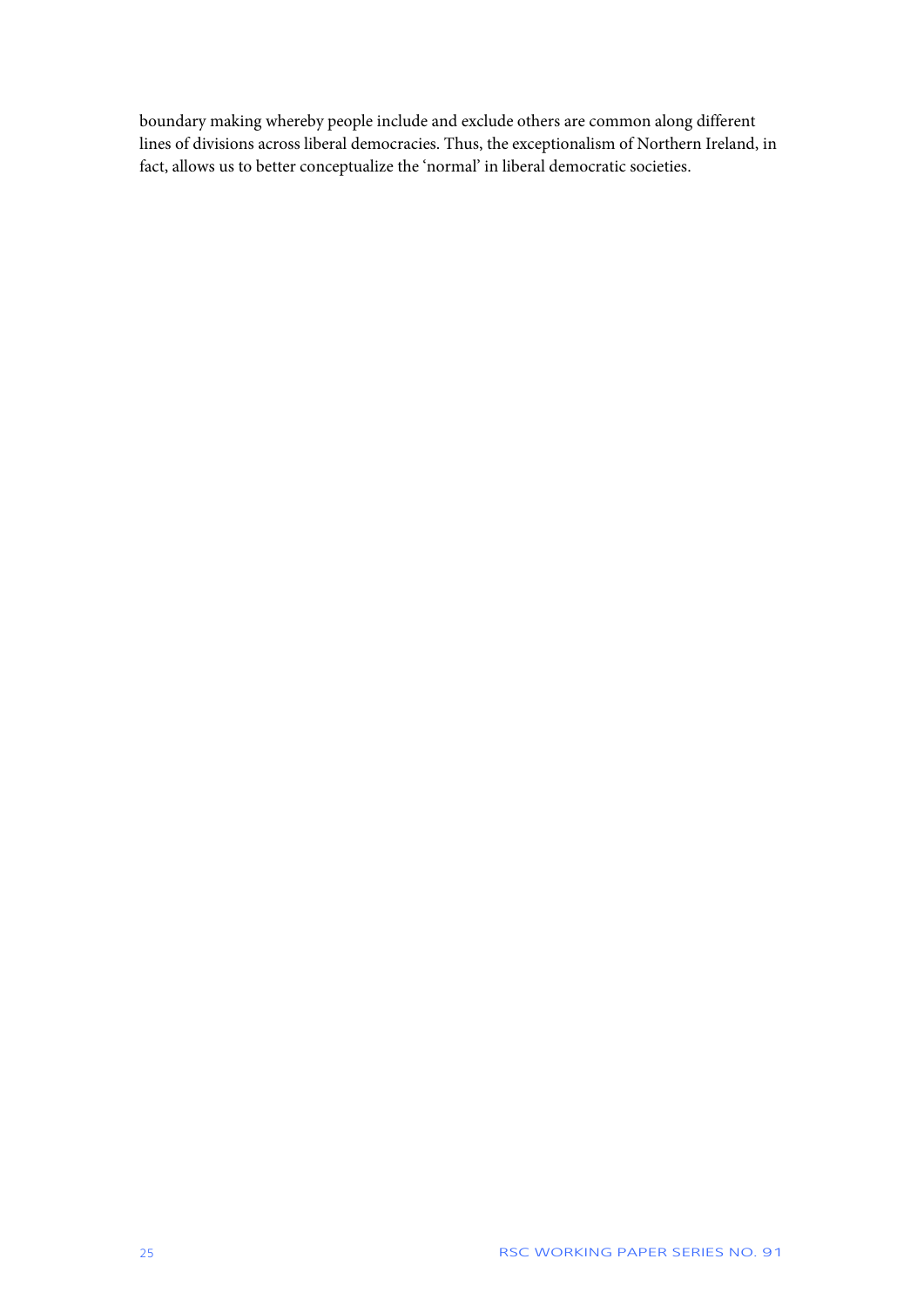boundary making whereby people include and exclude others are common along different lines of divisions across liberal democracies. Thus, the exceptionalism of Northern Ireland, in fact, allows us to better conceptualize the 'normal' in liberal democratic societies.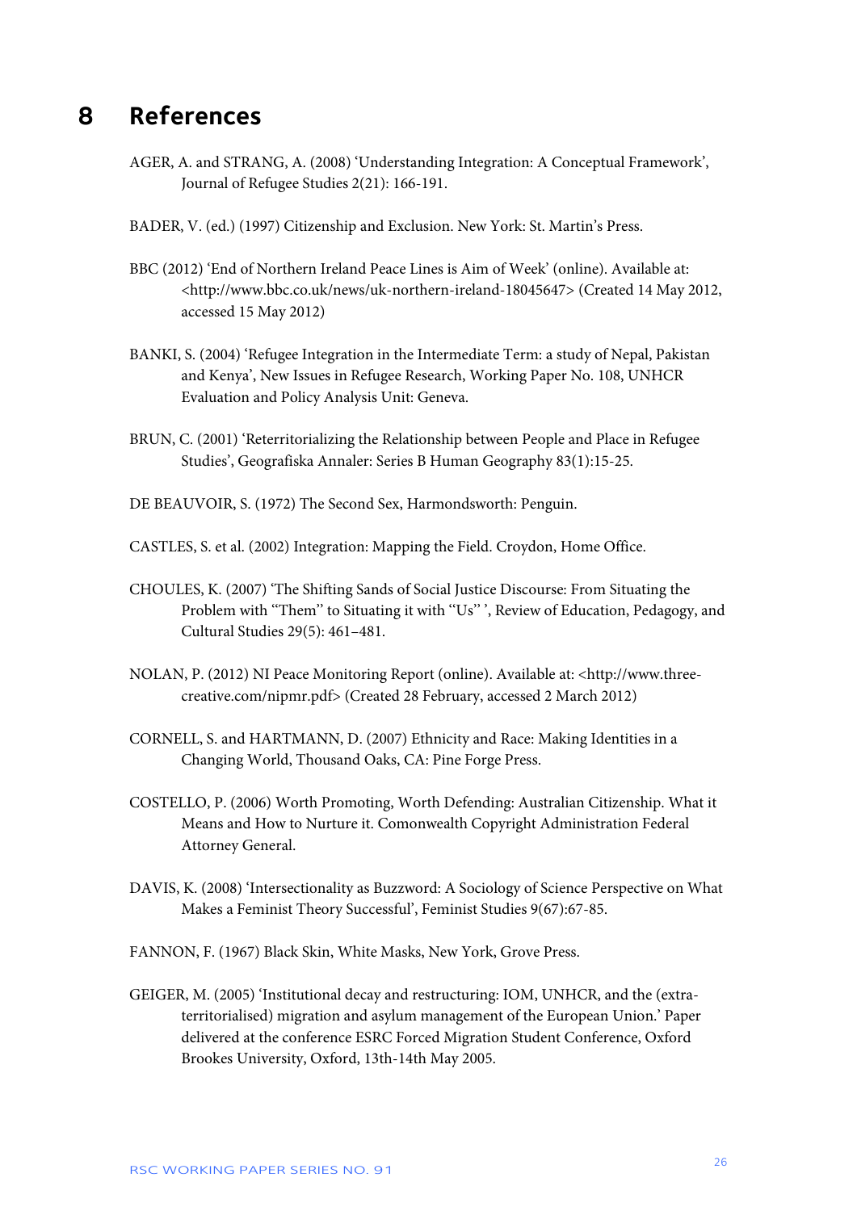# 8 References

AGER, A. and STRANG, A. (2008) 'Understanding Integration: A Conceptual Framework', Journal of Refugee Studies 2(21): 166-191.

BADER, V. (ed.) (1997) Citizenship and Exclusion. New York: St. Martin's Press.

BBC (2012) 'End of Northern Ireland Peace Lines is Aim of Week' (online). Available at: <http://www.bbc.co.uk/news/uk-northern-ireland-18045647> (Created 14 May 2012, accessed 15 May 2012)

BANKI, S. (2004) 'Refugee Integration in the Intermediate Term: a study of Nepal, Pakistan and Kenya', New Issues in Refugee Research, Working Paper No. 108, UNHCR Evaluation and Policy Analysis Unit: Geneva.

BRUN, C. (2001) 'Reterritorializing the Relationship between People and Place in Refugee Studies', Geografiska Annaler: Series B Human Geography 83(1):15-25.

DE BEAUVOIR, S. (1972) The Second Sex, Harmondsworth: Penguin.

CASTLES, S. et al. (2002) Integration: Mapping the Field. Croydon, Home Office.

CHOULES, K. (2007) 'The Shifting Sands of Social Justice Discourse: From Situating the Problem with "Them" to Situating it with "Us" ', Review of Education, Pedagogy, and Cultural Studies 29(5): 461–481.

NOLAN, P. (2012) NI Peace Monitoring Report (online). Available at: <http://www.three-creative.com/nipmr.pdf> (Created 28 February, accessed 2 March 2012)

CORNELL, S. and HARTMANN, D. (2007) Ethnicity and Race: Making Identities in a Changing World, Thousand Oaks, CA: Pine Forge Press.

COSTELLO, P. (2006) Worth Promoting, Worth Defending: Australian Citizenship. What it Means and How to Nurture it. Comonwealth Copyright Administration Federal Attorney General.

DAVIS, K. (2008) 'Intersectionality as Buzzword: A Sociology of Science Perspective on What Makes a Feminist Theory Successful', Feminist Studies 9(67):67-85.

FANNON, F. (1967) Black Skin, White Masks, New York, Grove Press.

GEIGER, M. (2005) 'Institutional decay and restructuring: IOM, UNHCR, and the (extra-territorialised) migration and asylum management of the European Union.' Paper delivered at the conference ESRC Forced Migration Student Conference, Oxford Brookes University, Oxford, 13th-14th May 2005.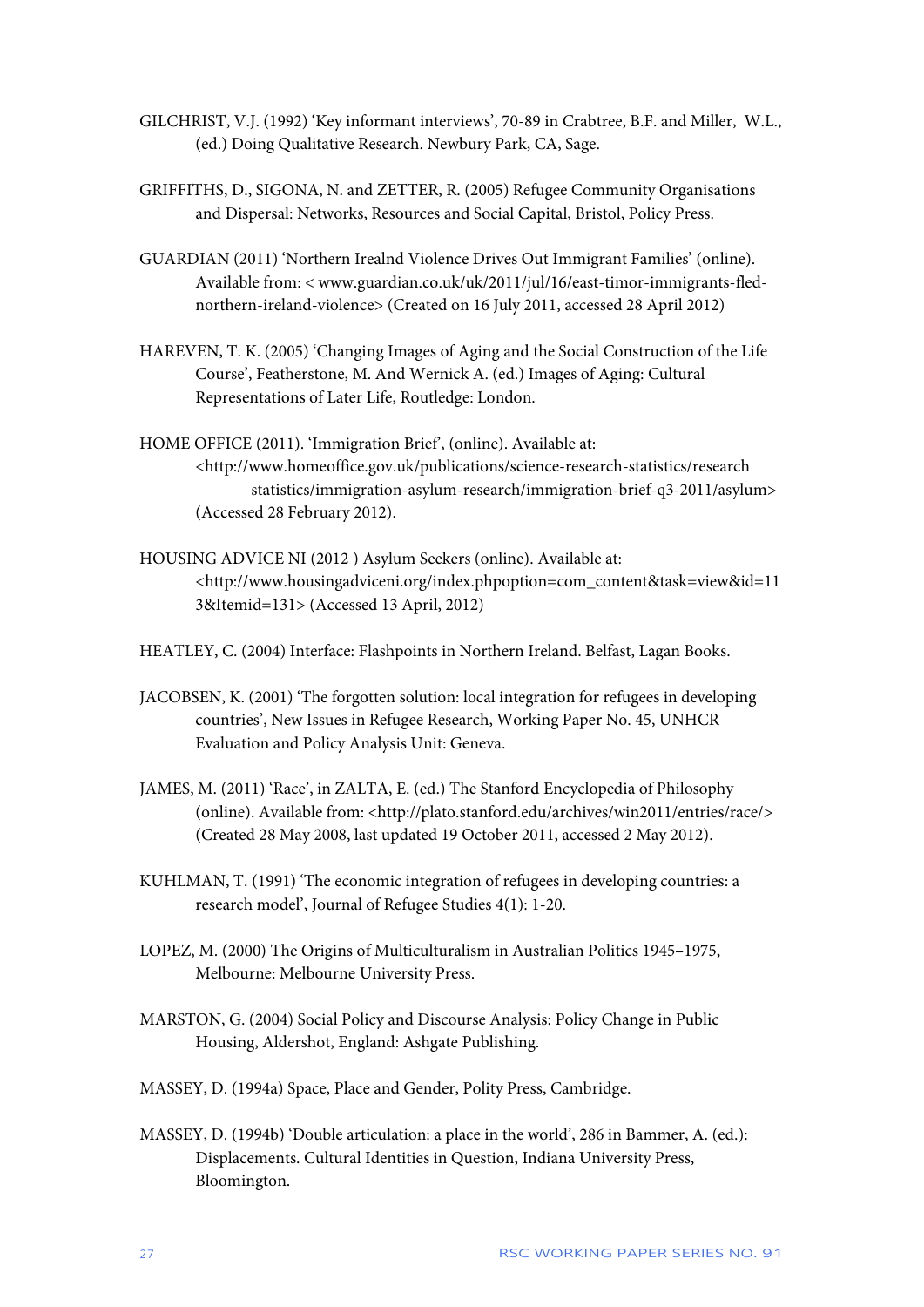GILCHRIST, V.J. (1992) 'Key informant interviews', 70-89 in Crabtree, B.F. and Miller, W.L., (ed.) Doing Qualitative Research. Newbury Park, CA, Sage.

GRIFFITHS, D., SIGONA, N. and ZETTER, R. (2005) Refugee Community Organisations and Dispersal: Networks, Resources and Social Capital, Bristol, Policy Press.

GUARDIAN (2011) 'Northern Irealnd Violence Drives Out Immigrant Families' (online). Available from: < www.guardian.co.uk/uk/2011/jul/16/east-timor-immigrants-fled-northern-ireland-violence> (Created on 16 July 2011, accessed 28 April 2012)

HAREVEN, T. K. (2005) 'Changing Images of Aging and the Social Construction of the Life Course', Featherstone, M. And Wernick A. (ed.) Images of Aging: Cultural Representations of Later Life, Routledge: London.

HOME OFFICE (2011). 'Immigration Brief', (online). Available at: <http://www.homeoffice.gov.uk/publications/science-research-statistics/research statistics/immigration-asylum-research/immigration-brief-q3-2011/asylum> (Accessed 28 February 2012).

HOUSING ADVICE NI (2012 ) Asylum Seekers (online). Available at: <http://www.housingadviceni.org/index.phpoption=com_content&task=view&id=113&Itemid=131> (Accessed 13 April, 2012)

HEATLEY, C. (2004) Interface: Flashpoints in Northern Ireland. Belfast, Lagan Books.

JACOBSEN, K. (2001) 'The forgotten solution: local integration for refugees in developing countries', New Issues in Refugee Research, Working Paper No. 45, UNHCR Evaluation and Policy Analysis Unit: Geneva.

JAMES, M. (2011) 'Race', in ZALTA, E. (ed.) The Stanford Encyclopedia of Philosophy (online). Available from: <http://plato.stanford.edu/archives/win2011/entries/race/> (Created 28 May 2008, last updated 19 October 2011, accessed 2 May 2012).

KUHLMAN, T. (1991) 'The economic integration of refugees in developing countries: a research model', Journal of Refugee Studies 4(1): 1-20.

LOPEZ, M. (2000) The Origins of Multiculturalism in Australian Politics 1945–1975, Melbourne: Melbourne University Press.

MARSTON, G. (2004) Social Policy and Discourse Analysis: Policy Change in Public Housing, Aldershot, England: Ashgate Publishing.

MASSEY, D. (1994a) Space, Place and Gender, Polity Press, Cambridge.

MASSEY, D. (1994b) 'Double articulation: a place in the world', 286 in Bammer, A. (ed.): Displacements. Cultural Identities in Question, Indiana University Press, Bloomington.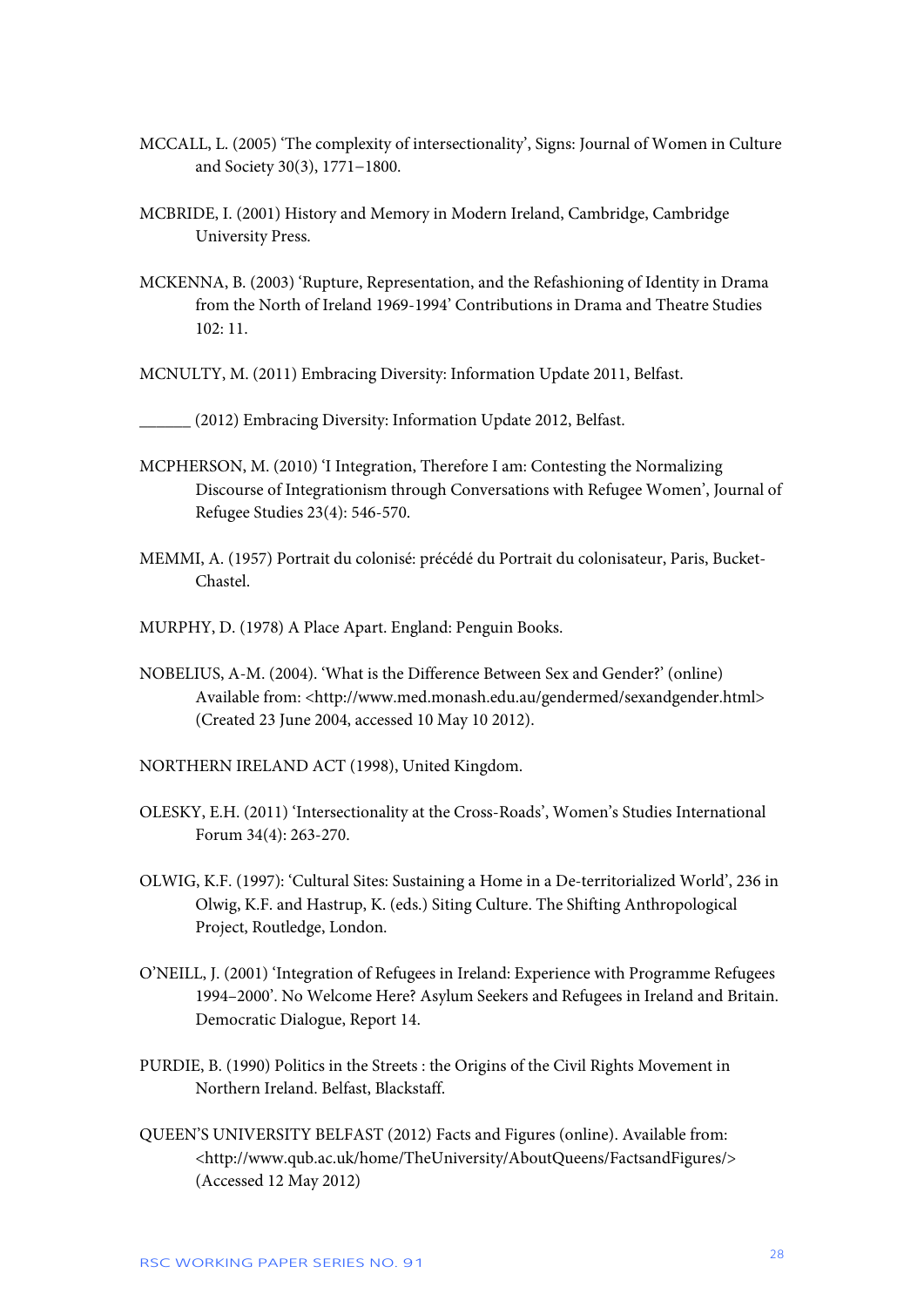MCCALL, L. (2005) 'The complexity of intersectionality', Signs: Journal of Women in Culture and Society 30(3), 1771–1800.

MCBRIDE, I. (2001) History and Memory in Modern Ireland, Cambridge, Cambridge University Press.

MCKENNA, B. (2003) 'Rupture, Representation, and the Refashioning of Identity in Drama from the North of Ireland 1969-1994' Contributions in Drama and Theatre Studies 102: 11.

MCNULTY, M. (2011) Embracing Diversity: Information Update 2011, Belfast.

______ (2012) Embracing Diversity: Information Update 2012, Belfast.

MCPHERSON, M. (2010) 'I Integration, Therefore I am: Contesting the Normalizing Discourse of Integrationism through Conversations with Refugee Women', Journal of Refugee Studies 23(4): 546-570.

MEMMI, A. (1957) Portrait du colonisé: précédé du Portrait du colonisateur, Paris, Bucket-Chastel.

MURPHY, D. (1978) A Place Apart. England: Penguin Books.

NOBELIUS, A-M. (2004). 'What is the Difference Between Sex and Gender?' (online) Available from: <http://www.med.monash.edu.au/gendermed/sexandgender.html> (Created 23 June 2004, accessed 10 May 10 2012).

NORTHERN IRELAND ACT (1998), United Kingdom.

OLESKY, E.H. (2011) 'Intersectionality at the Cross-Roads', Women's Studies International Forum 34(4): 263-270.

OLWIG, K.F. (1997): 'Cultural Sites: Sustaining a Home in a De-territorialized World', 236 in Olwig, K.F. and Hastrup, K. (eds.) Siting Culture. The Shifting Anthropological Project, Routledge, London.

O'NEILL, J. (2001) 'Integration of Refugees in Ireland: Experience with Programme Refugees 1994–2000'. No Welcome Here? Asylum Seekers and Refugees in Ireland and Britain. Democratic Dialogue, Report 14.

PURDIE, B. (1990) Politics in the Streets : the Origins of the Civil Rights Movement in Northern Ireland. Belfast, Blackstaff.

QUEEN'S UNIVERSITY BELFAST (2012) Facts and Figures (online). Available from: <http://www.qub.ac.uk/home/TheUniversity/AboutQueens/FactsandFigures/> (Accessed 12 May 2012)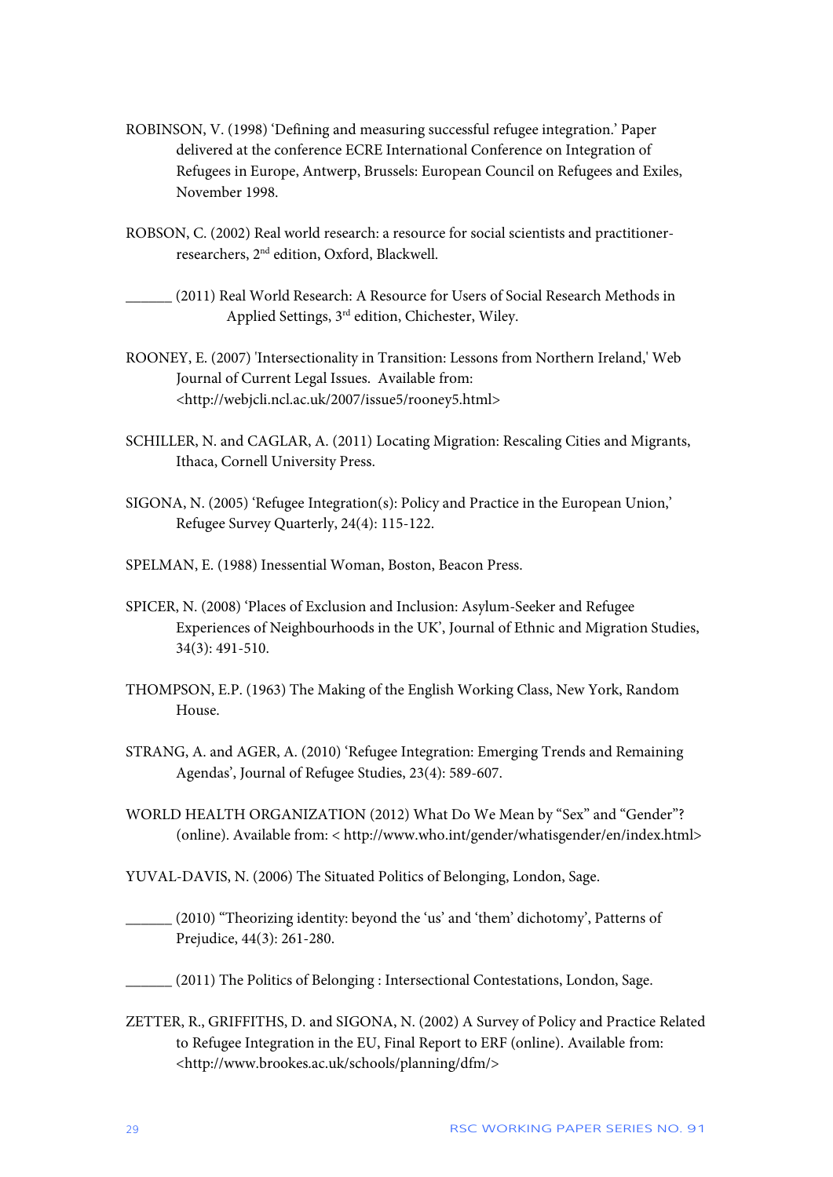ROBINSON, V. (1998) 'Defining and measuring successful refugee integration.' Paper delivered at the conference ECRE International Conference on Integration of Refugees in Europe, Antwerp, Brussels: European Council on Refugees and Exiles, November 1998.

ROBSON, C. (2002) Real world research: a resource for social scientists and practitioner-researchers, 2nd edition, Oxford, Blackwell.

______ (2011) Real World Research: A Resource for Users of Social Research Methods in Applied Settings, 3rd edition, Chichester, Wiley.

ROONEY, E. (2007) 'Intersectionality in Transition: Lessons from Northern Ireland,' Web Journal of Current Legal Issues. Available from: <http://webjcli.ncl.ac.uk/2007/issue5/rooney5.html>

SCHILLER, N. and CAGLAR, A. (2011) Locating Migration: Rescaling Cities and Migrants, Ithaca, Cornell University Press.

SIGONA, N. (2005) 'Refugee Integration(s): Policy and Practice in the European Union,' Refugee Survey Quarterly, 24(4): 115-122.

SPELMAN, E. (1988) Inessential Woman, Boston, Beacon Press.

SPICER, N. (2008) 'Places of Exclusion and Inclusion: Asylum-Seeker and Refugee Experiences of Neighbourhoods in the UK', Journal of Ethnic and Migration Studies, 34(3): 491-510.

THOMPSON, E.P. (1963) The Making of the English Working Class, New York, Random House.

STRANG, A. and AGER, A. (2010) 'Refugee Integration: Emerging Trends and Remaining Agendas', Journal of Refugee Studies, 23(4): 589-607.

WORLD HEALTH ORGANIZATION (2012) What Do We Mean by "Sex" and "Gender"? (online). Available from: < http://www.who.int/gender/whatisgender/en/index.html>

YUVAL-DAVIS, N. (2006) The Situated Politics of Belonging, London, Sage.

______ (2010) "Theorizing identity: beyond the 'us' and 'them' dichotomy', Patterns of Prejudice, 44(3): 261-280.

______ (2011) The Politics of Belonging : Intersectional Contestations, London, Sage.

ZETTER, R., GRIFFITHS, D. and SIGONA, N. (2002) A Survey of Policy and Practice Related to Refugee Integration in the EU, Final Report to ERF (online). Available from: <http://www.brookes.ac.uk/schools/planning/dfm/>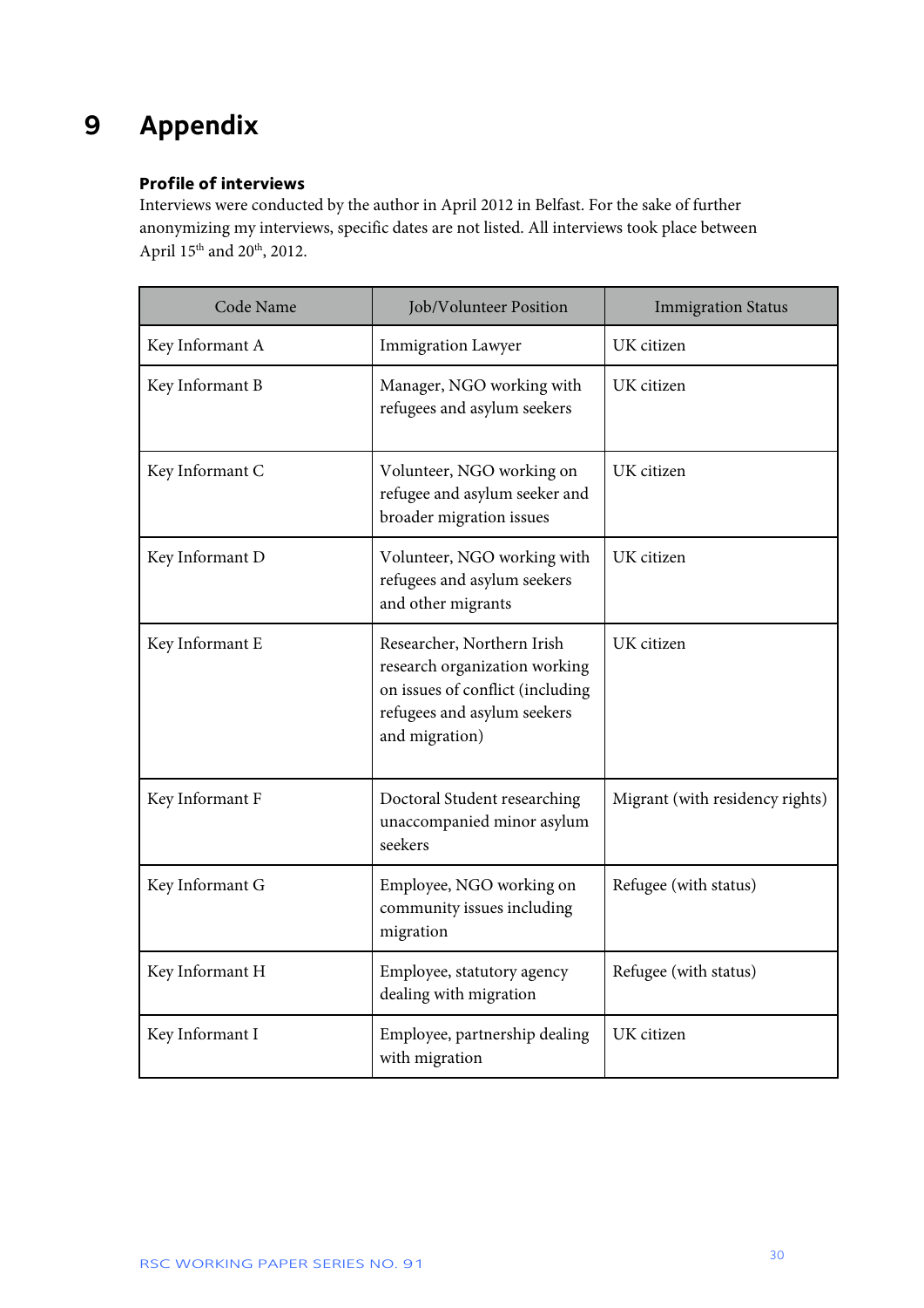# 9 Appendix

**Profile of interviews**

Interviews were conducted by the author in April 2012 in Belfast. For the sake of further anonymizing my interviews, specific dates are not listed. All interviews took place between April 15th and 20th, 2012.

| Code Name | Job/Volunteer Position | Immigration Status |
|---|---|---|
| Key Informant A | Immigration Lawyer | UK citizen |
| Key Informant B | Manager, NGO working with refugees and asylum seekers | UK citizen |
| Key Informant C | Volunteer, NGO working on refugee and asylum seeker and broader migration issues | UK citizen |
| Key Informant D | Volunteer, NGO working with refugees and asylum seekers and other migrants | UK citizen |
| Key Informant E | Researcher, Northern Irish research organization working on issues of conflict (including refugees and asylum seekers and migration) | UK citizen |
| Key Informant F | Doctoral Student researching unaccompanied minor asylum seekers | Migrant (with residency rights) |
| Key Informant G | Employee, NGO working on community issues including migration | Refugee (with status) |
| Key Informant H | Employee, statutory agency dealing with migration | Refugee (with status) |
| Key Informant I | Employee, partnership dealing with migration | UK citizen |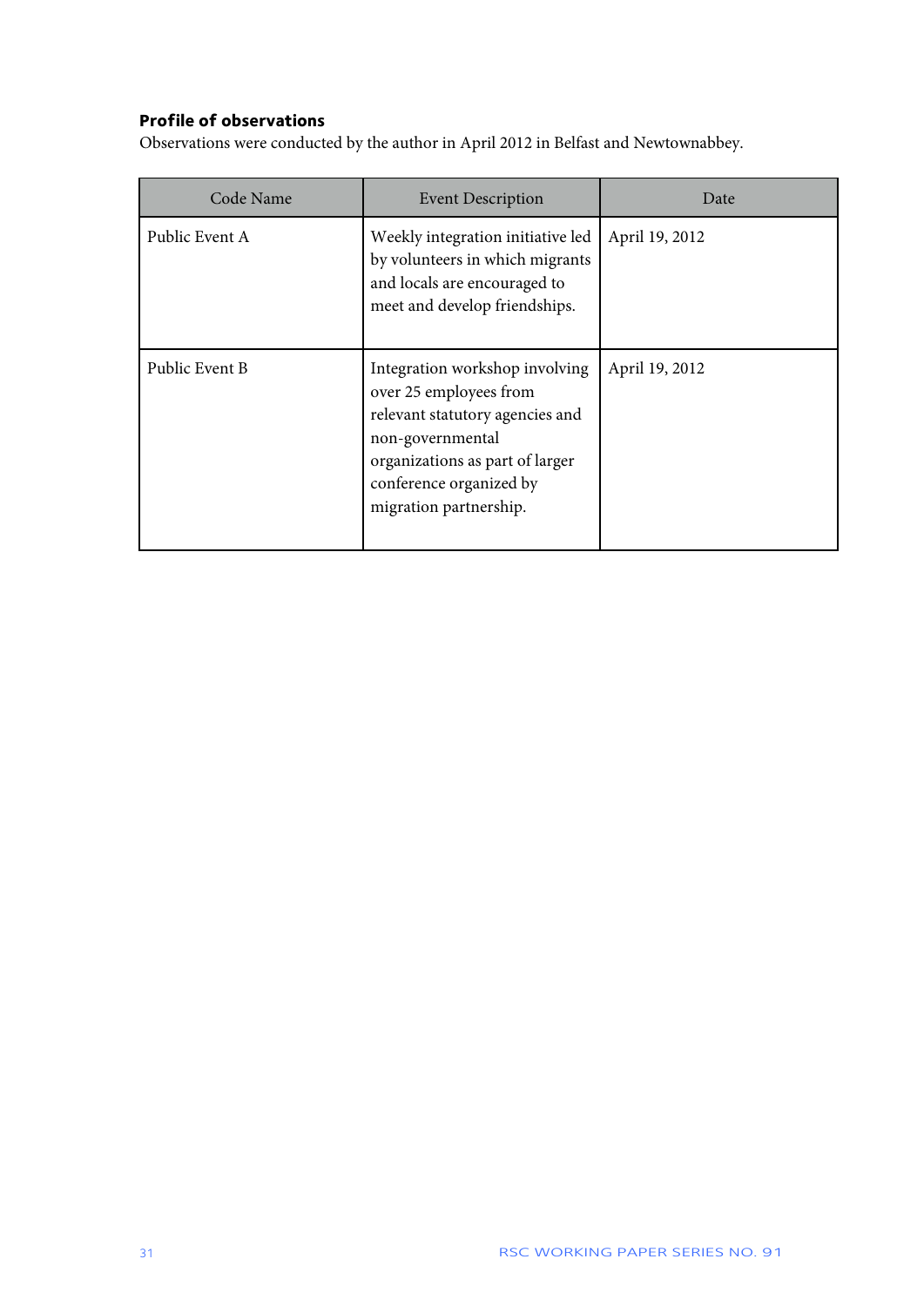**Profile of observations**

Observations were conducted by the author in April 2012 in Belfast and Newtownabbey.

| Code Name | Event Description | Date |
|---|---|---|
| Public Event A | Weekly integration initiative led by volunteers in which migrants and locals are encouraged to meet and develop friendships. | April 19, 2012 |
| Public Event B | Integration workshop involving over 25 employees from relevant statutory agencies and non-governmental organizations as part of larger conference organized by migration partnership. | April 19, 2012 |